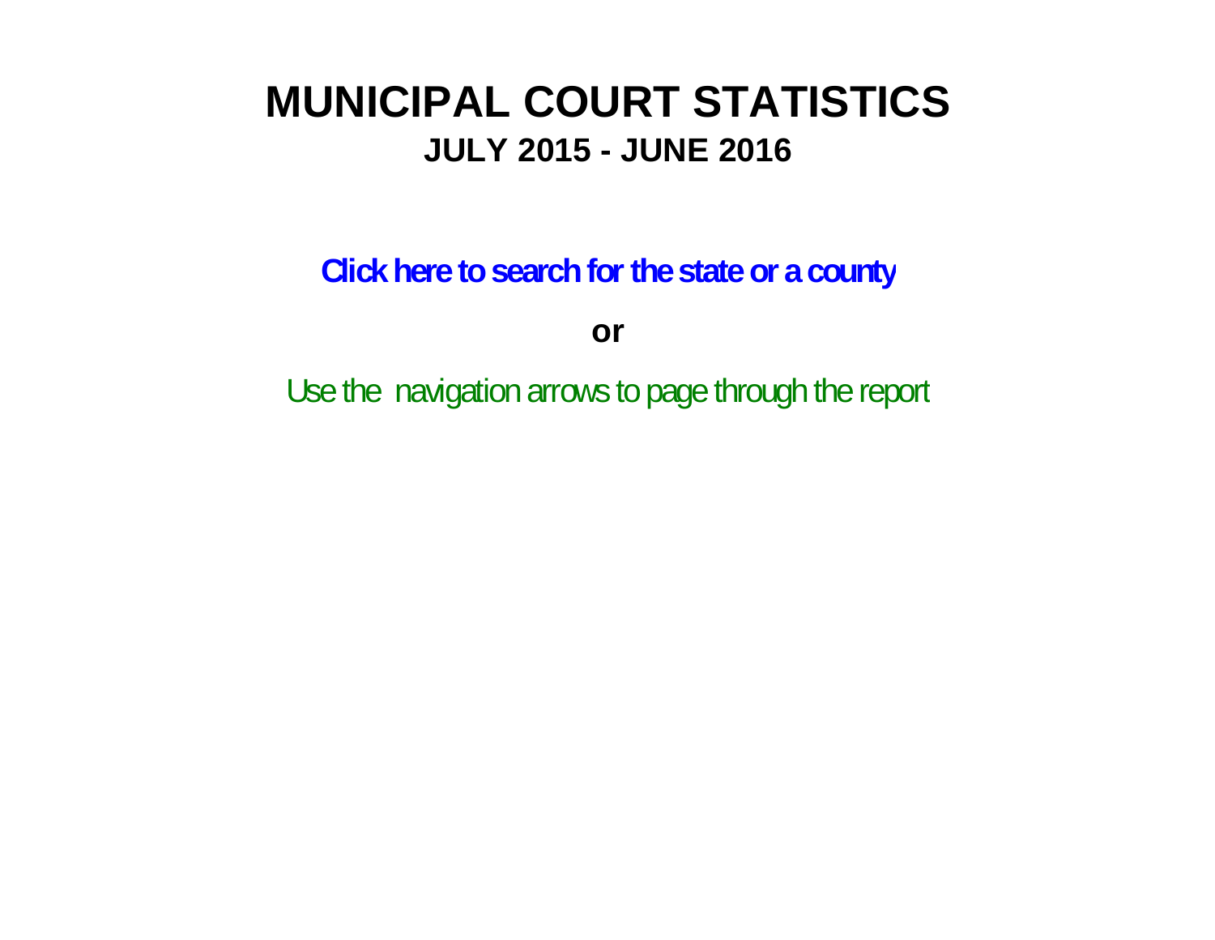# MUNICIPAL COURT STATISTICS

## JULY 2015 - JUNE 2016

**Click here to search for the state or a county**

**or**

Use the navigation arrows to page through the report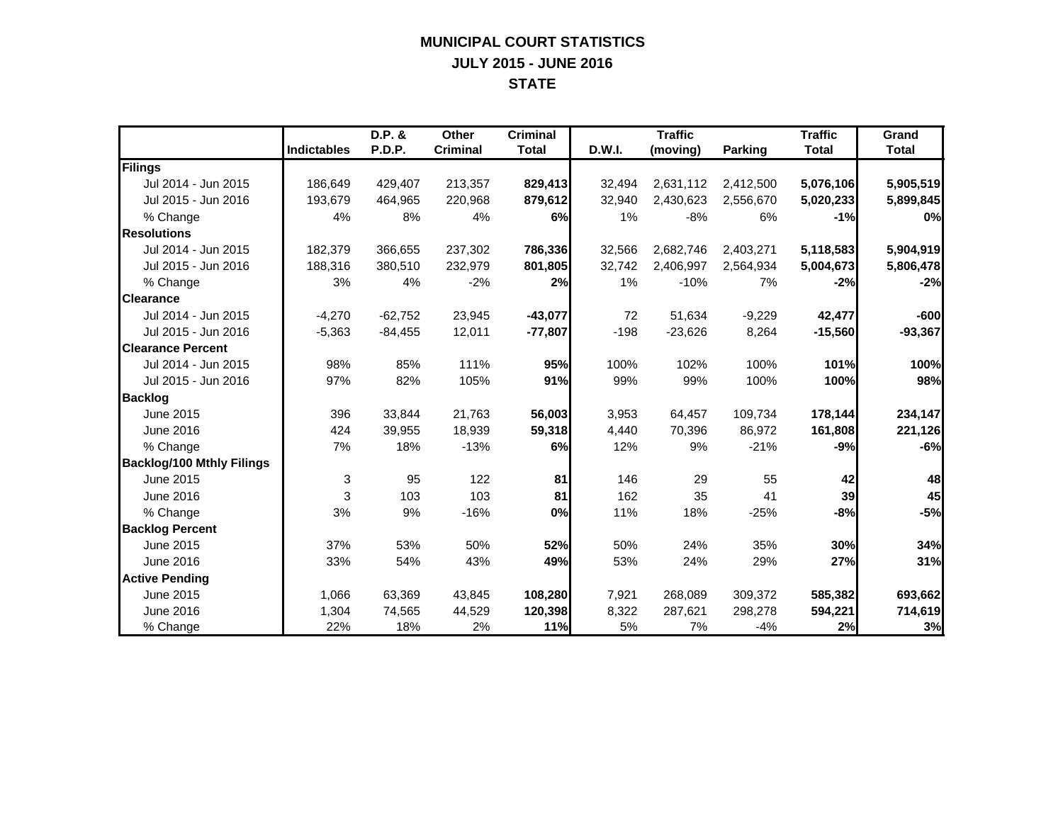# MUNICIPAL COURT STATISTICS
## JULY 2015 - JUNE 2016
## STATE

| | Indictables | D.P. & P.D.P. | Other Criminal | Criminal Total | D.W.I. | Traffic (moving) | Parking | Traffic Total | Grand Total |
|---|---|---|---|---|---|---|---|---|---|
| **Filings** | | | | | | | | | |
| Jul 2014 - Jun 2015 | 186,649 | 429,407 | 213,357 | **829,413** | 32,494 | 2,631,112 | 2,412,500 | **5,076,106** | **5,905,519** |
| Jul 2015 - Jun 2016 | 193,679 | 464,965 | 220,968 | **879,612** | 32,940 | 2,430,623 | 2,556,670 | **5,020,233** | **5,899,845** |
| % Change | 4% | 8% | 4% | **6%** | 1% | -8% | 6% | **-1%** | **0%** |
| **Resolutions** | | | | | | | | | |
| Jul 2014 - Jun 2015 | 182,379 | 366,655 | 237,302 | **786,336** | 32,566 | 2,682,746 | 2,403,271 | **5,118,583** | **5,904,919** |
| Jul 2015 - Jun 2016 | 188,316 | 380,510 | 232,979 | **801,805** | 32,742 | 2,406,997 | 2,564,934 | **5,004,673** | **5,806,478** |
| % Change | 3% | 4% | -2% | **2%** | 1% | -10% | 7% | **-2%** | **-2%** |
| **Clearance** | | | | | | | | | |
| Jul 2014 - Jun 2015 | -4,270 | -62,752 | 23,945 | **-43,077** | 72 | 51,634 | -9,229 | **42,477** | **-600** |
| Jul 2015 - Jun 2016 | -5,363 | -84,455 | 12,011 | **-77,807** | -198 | -23,626 | 8,264 | **-15,560** | **-93,367** |
| **Clearance Percent** | | | | | | | | | |
| Jul 2014 - Jun 2015 | 98% | 85% | 111% | **95%** | 100% | 102% | 100% | **101%** | **100%** |
| Jul 2015 - Jun 2016 | 97% | 82% | 105% | **91%** | 99% | 99% | 100% | **100%** | **98%** |
| **Backlog** | | | | | | | | | |
| June 2015 | 396 | 33,844 | 21,763 | **56,003** | 3,953 | 64,457 | 109,734 | **178,144** | **234,147** |
| June 2016 | 424 | 39,955 | 18,939 | **59,318** | 4,440 | 70,396 | 86,972 | **161,808** | **221,126** |
| % Change | 7% | 18% | -13% | **6%** | 12% | 9% | -21% | **-9%** | **-6%** |
| **Backlog/100 Mthly Filings** | | | | | | | | | |
| June 2015 | 3 | 95 | 122 | **81** | 146 | 29 | 55 | **42** | **48** |
| June 2016 | 3 | 103 | 103 | **81** | 162 | 35 | 41 | **39** | **45** |
| % Change | 3% | 9% | -16% | **0%** | 11% | 18% | -25% | **-8%** | **-5%** |
| **Backlog Percent** | | | | | | | | | |
| June 2015 | 37% | 53% | 50% | **52%** | 50% | 24% | 35% | **30%** | **34%** |
| June 2016 | 33% | 54% | 43% | **49%** | 53% | 24% | 29% | **27%** | **31%** |
| **Active Pending** | | | | | | | | | |
| June 2015 | 1,066 | 63,369 | 43,845 | **108,280** | 7,921 | 268,089 | 309,372 | **585,382** | **693,662** |
| June 2016 | 1,304 | 74,565 | 44,529 | **120,398** | 8,322 | 287,621 | 298,278 | **594,221** | **714,619** |
| % Change | 22% | 18% | 2% | **11%** | 5% | 7% | -4% | **2%** | **3%** |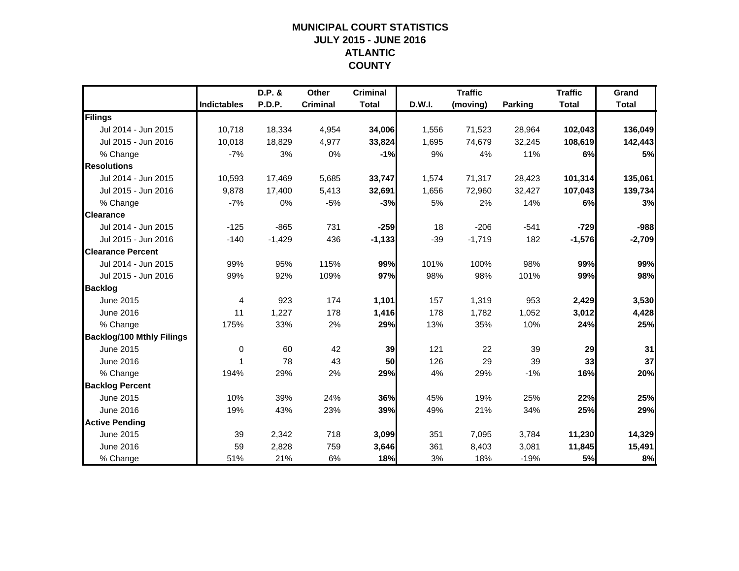# MUNICIPAL COURT STATISTICS
## JULY 2015 - JUNE 2016
## ATLANTIC COUNTY

| | Indictables | D.P. & P.D.P. | Other Criminal | Criminal Total | D.W.I. | Traffic (moving) | Parking | Traffic Total | Grand Total |
|---|---|---|---|---|---|---|---|---|---|
| **Filings** | | | | | | | | | |
| Jul 2014 - Jun 2015 | 10,718 | 18,334 | 4,954 | **34,006** | 1,556 | 71,523 | 28,964 | **102,043** | **136,049** |
| Jul 2015 - Jun 2016 | 10,018 | 18,829 | 4,977 | **33,824** | 1,695 | 74,679 | 32,245 | **108,619** | **142,443** |
| % Change | -7% | 3% | 0% | **-1%** | 9% | 4% | 11% | **6%** | **5%** |
| **Resolutions** | | | | | | | | | |
| Jul 2014 - Jun 2015 | 10,593 | 17,469 | 5,685 | **33,747** | 1,574 | 71,317 | 28,423 | **101,314** | **135,061** |
| Jul 2015 - Jun 2016 | 9,878 | 17,400 | 5,413 | **32,691** | 1,656 | 72,960 | 32,427 | **107,043** | **139,734** |
| % Change | -7% | 0% | -5% | **-3%** | 5% | 2% | 14% | **6%** | **3%** |
| **Clearance** | | | | | | | | | |
| Jul 2014 - Jun 2015 | -125 | -865 | 731 | **-259** | 18 | -206 | -541 | **-729** | **-988** |
| Jul 2015 - Jun 2016 | -140 | -1,429 | 436 | **-1,133** | -39 | -1,719 | 182 | **-1,576** | **-2,709** |
| **Clearance Percent** | | | | | | | | | |
| Jul 2014 - Jun 2015 | 99% | 95% | 115% | **99%** | 101% | 100% | 98% | **99%** | **99%** |
| Jul 2015 - Jun 2016 | 99% | 92% | 109% | **97%** | 98% | 98% | 101% | **99%** | **98%** |
| **Backlog** | | | | | | | | | |
| June 2015 | 4 | 923 | 174 | **1,101** | 157 | 1,319 | 953 | **2,429** | **3,530** |
| June 2016 | 11 | 1,227 | 178 | **1,416** | 178 | 1,782 | 1,052 | **3,012** | **4,428** |
| % Change | 175% | 33% | 2% | **29%** | 13% | 35% | 10% | **24%** | **25%** |
| **Backlog/100 Mthly Filings** | | | | | | | | | |
| June 2015 | 0 | 60 | 42 | **39** | 121 | 22 | 39 | **29** | **31** |
| June 2016 | 1 | 78 | 43 | **50** | 126 | 29 | 39 | **33** | **37** |
| % Change | 194% | 29% | 2% | **29%** | 4% | 29% | -1% | **16%** | **20%** |
| **Backlog Percent** | | | | | | | | | |
| June 2015 | 10% | 39% | 24% | **36%** | 45% | 19% | 25% | **22%** | **25%** |
| June 2016 | 19% | 43% | 23% | **39%** | 49% | 21% | 34% | **25%** | **29%** |
| **Active Pending** | | | | | | | | | |
| June 2015 | 39 | 2,342 | 718 | **3,099** | 351 | 7,095 | 3,784 | **11,230** | **14,329** |
| June 2016 | 59 | 2,828 | 759 | **3,646** | 361 | 8,403 | 3,081 | **11,845** | **15,491** |
| % Change | 51% | 21% | 6% | **18%** | 3% | 18% | -19% | **5%** | **8%** |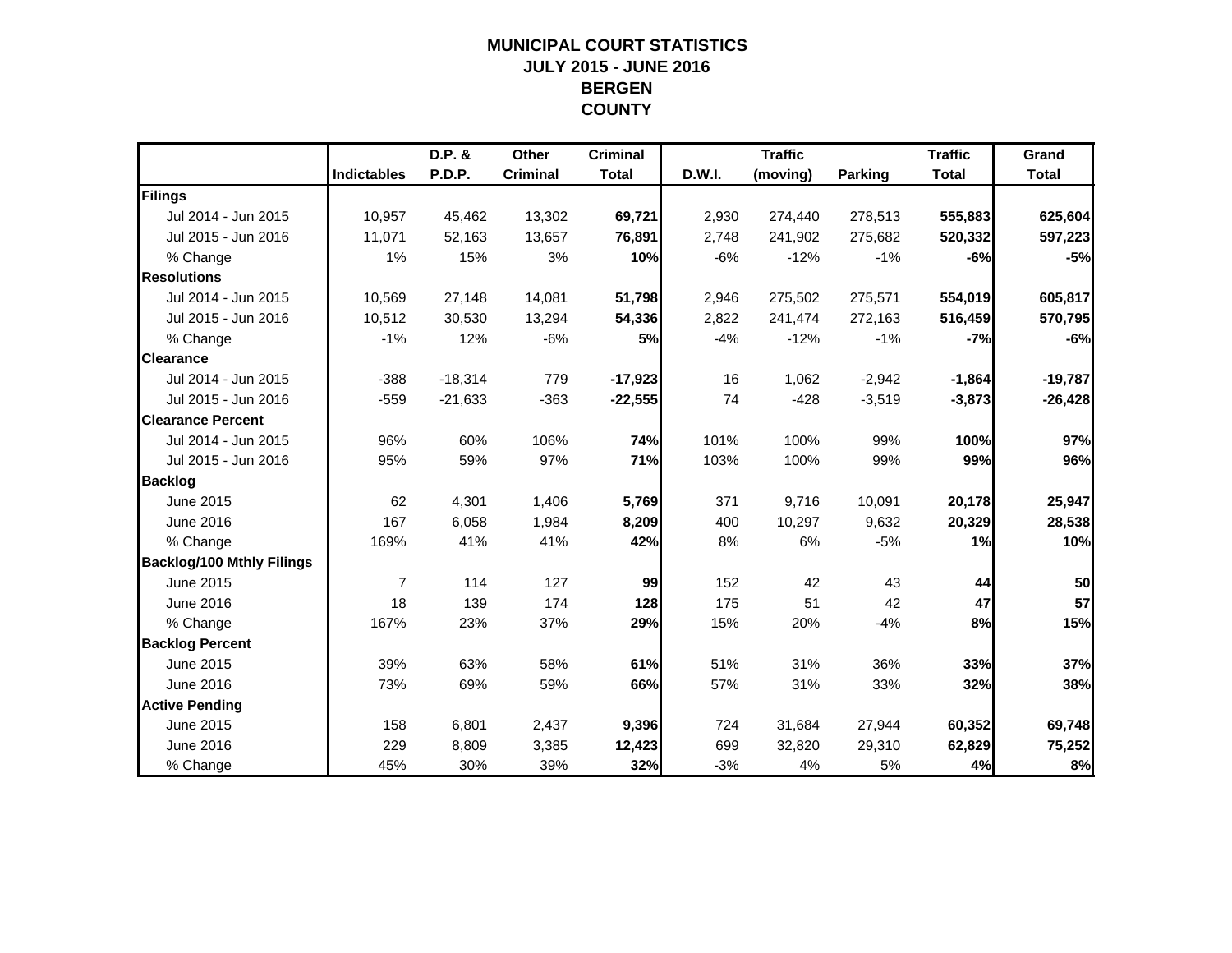# MUNICIPAL COURT STATISTICS
## JULY 2015 - JUNE 2016
## BERGEN COUNTY

| | Indictables | D.P. & P.D.P. | Other Criminal | Criminal Total | D.W.I. | Traffic (moving) | Parking | Traffic Total | Grand Total |
|---|---|---|---|---|---|---|---|---|---|
| **Filings** | | | | | | | | | |
| Jul 2014 - Jun 2015 | 10,957 | 45,462 | 13,302 | **69,721** | 2,930 | 274,440 | 278,513 | **555,883** | **625,604** |
| Jul 2015 - Jun 2016 | 11,071 | 52,163 | 13,657 | **76,891** | 2,748 | 241,902 | 275,682 | **520,332** | **597,223** |
| % Change | 1% | 15% | 3% | **10%** | -6% | -12% | -1% | **-6%** | **-5%** |
| **Resolutions** | | | | | | | | | |
| Jul 2014 - Jun 2015 | 10,569 | 27,148 | 14,081 | **51,798** | 2,946 | 275,502 | 275,571 | **554,019** | **605,817** |
| Jul 2015 - Jun 2016 | 10,512 | 30,530 | 13,294 | **54,336** | 2,822 | 241,474 | 272,163 | **516,459** | **570,795** |
| % Change | -1% | 12% | -6% | **5%** | -4% | -12% | -1% | **-7%** | **-6%** |
| **Clearance** | | | | | | | | | |
| Jul 2014 - Jun 2015 | -388 | -18,314 | 779 | **-17,923** | 16 | 1,062 | -2,942 | **-1,864** | **-19,787** |
| Jul 2015 - Jun 2016 | -559 | -21,633 | -363 | **-22,555** | 74 | -428 | -3,519 | **-3,873** | **-26,428** |
| **Clearance Percent** | | | | | | | | | |
| Jul 2014 - Jun 2015 | 96% | 60% | 106% | **74%** | 101% | 100% | 99% | **100%** | **97%** |
| Jul 2015 - Jun 2016 | 95% | 59% | 97% | **71%** | 103% | 100% | 99% | **99%** | **96%** |
| **Backlog** | | | | | | | | | |
| June 2015 | 62 | 4,301 | 1,406 | **5,769** | 371 | 9,716 | 10,091 | **20,178** | **25,947** |
| June 2016 | 167 | 6,058 | 1,984 | **8,209** | 400 | 10,297 | 9,632 | **20,329** | **28,538** |
| % Change | 169% | 41% | 41% | **42%** | 8% | 6% | -5% | **1%** | **10%** |
| **Backlog/100 Mthly Filings** | | | | | | | | | |
| June 2015 | 7 | 114 | 127 | **99** | 152 | 42 | 43 | **44** | **50** |
| June 2016 | 18 | 139 | 174 | **128** | 175 | 51 | 42 | **47** | **57** |
| % Change | 167% | 23% | 37% | **29%** | 15% | 20% | -4% | **8%** | **15%** |
| **Backlog Percent** | | | | | | | | | |
| June 2015 | 39% | 63% | 58% | **61%** | 51% | 31% | 36% | **33%** | **37%** |
| June 2016 | 73% | 69% | 59% | **66%** | 57% | 31% | 33% | **32%** | **38%** |
| **Active Pending** | | | | | | | | | |
| June 2015 | 158 | 6,801 | 2,437 | **9,396** | 724 | 31,684 | 27,944 | **60,352** | **69,748** |
| June 2016 | 229 | 8,809 | 3,385 | **12,423** | 699 | 32,820 | 29,310 | **62,829** | **75,252** |
| % Change | 45% | 30% | 39% | **32%** | -3% | 4% | 5% | **4%** | **8%** |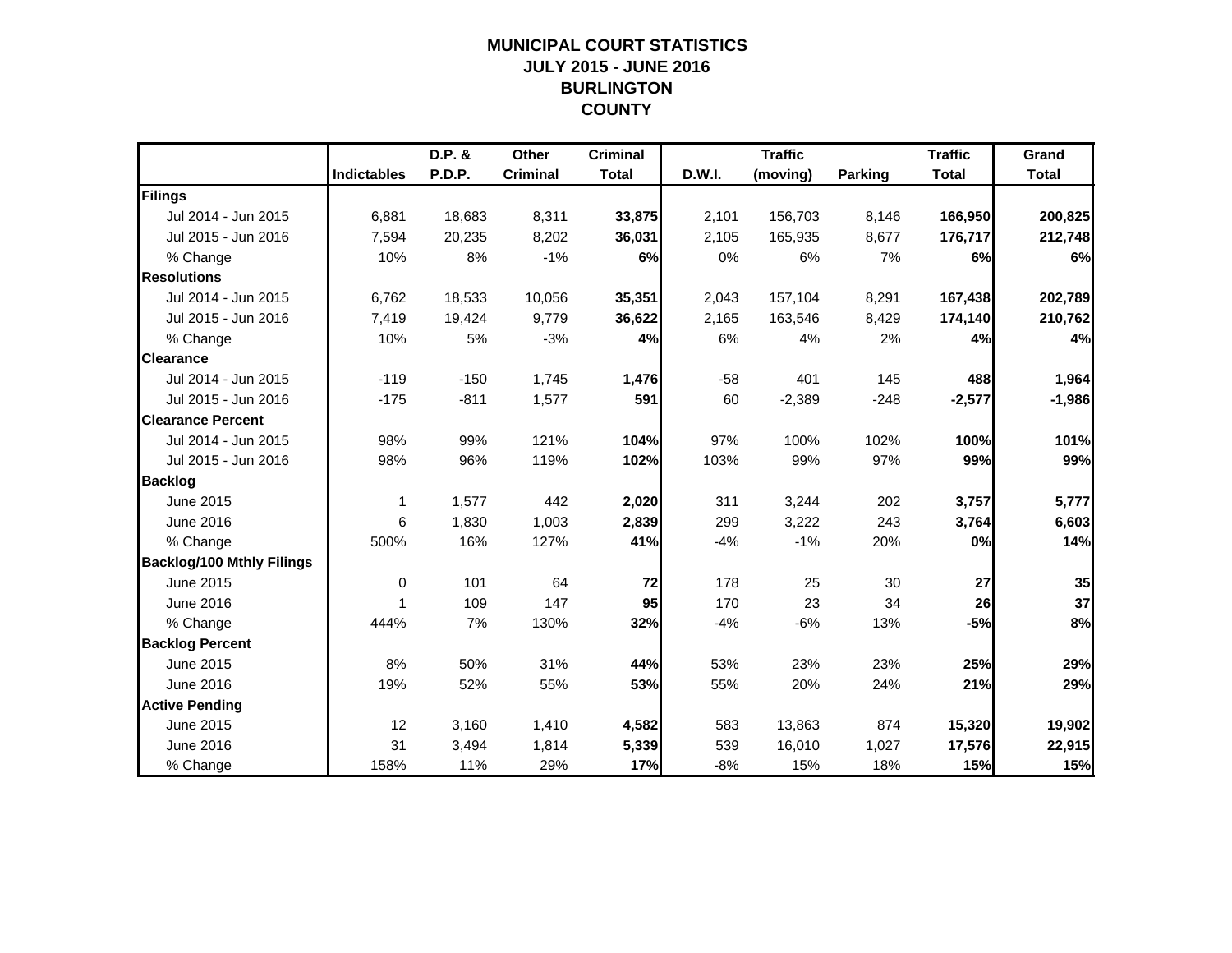# MUNICIPAL COURT STATISTICS
# JULY 2015 - JUNE 2016
# BURLINGTON
# COUNTY

| | Indictables | D.P. & P.D.P. | Other Criminal | Criminal Total | D.W.I. | Traffic (moving) | Parking | Traffic Total | Grand Total |
|---|---|---|---|---|---|---|---|---|---|
| **Filings** | | | | | | | | | |
| Jul 2014 - Jun 2015 | 6,881 | 18,683 | 8,311 | **33,875** | 2,101 | 156,703 | 8,146 | **166,950** | **200,825** |
| Jul 2015 - Jun 2016 | 7,594 | 20,235 | 8,202 | **36,031** | 2,105 | 165,935 | 8,677 | **176,717** | **212,748** |
| % Change | 10% | 8% | -1% | **6%** | 0% | 6% | 7% | **6%** | **6%** |
| **Resolutions** | | | | | | | | | |
| Jul 2014 - Jun 2015 | 6,762 | 18,533 | 10,056 | **35,351** | 2,043 | 157,104 | 8,291 | **167,438** | **202,789** |
| Jul 2015 - Jun 2016 | 7,419 | 19,424 | 9,779 | **36,622** | 2,165 | 163,546 | 8,429 | **174,140** | **210,762** |
| % Change | 10% | 5% | -3% | **4%** | 6% | 4% | 2% | **4%** | **4%** |
| **Clearance** | | | | | | | | | |
| Jul 2014 - Jun 2015 | -119 | -150 | 1,745 | **1,476** | -58 | 401 | 145 | **488** | **1,964** |
| Jul 2015 - Jun 2016 | -175 | -811 | 1,577 | **591** | 60 | -2,389 | -248 | **-2,577** | **-1,986** |
| **Clearance Percent** | | | | | | | | | |
| Jul 2014 - Jun 2015 | 98% | 99% | 121% | **104%** | 97% | 100% | 102% | **100%** | **101%** |
| Jul 2015 - Jun 2016 | 98% | 96% | 119% | **102%** | 103% | 99% | 97% | **99%** | **99%** |
| **Backlog** | | | | | | | | | |
| June 2015 | 1 | 1,577 | 442 | **2,020** | 311 | 3,244 | 202 | **3,757** | **5,777** |
| June 2016 | 6 | 1,830 | 1,003 | **2,839** | 299 | 3,222 | 243 | **3,764** | **6,603** |
| % Change | 500% | 16% | 127% | **41%** | -4% | -1% | 20% | **0%** | **14%** |
| **Backlog/100 Mthly Filings** | | | | | | | | | |
| June 2015 | 0 | 101 | 64 | **72** | 178 | 25 | 30 | **27** | **35** |
| June 2016 | 1 | 109 | 147 | **95** | 170 | 23 | 34 | **26** | **37** |
| % Change | 444% | 7% | 130% | **32%** | -4% | -6% | 13% | **-5%** | **8%** |
| **Backlog Percent** | | | | | | | | | |
| June 2015 | 8% | 50% | 31% | **44%** | 53% | 23% | 23% | **25%** | **29%** |
| June 2016 | 19% | 52% | 55% | **53%** | 55% | 20% | 24% | **21%** | **29%** |
| **Active Pending** | | | | | | | | | |
| June 2015 | 12 | 3,160 | 1,410 | **4,582** | 583 | 13,863 | 874 | **15,320** | **19,902** |
| June 2016 | 31 | 3,494 | 1,814 | **5,339** | 539 | 16,010 | 1,027 | **17,576** | **22,915** |
| % Change | 158% | 11% | 29% | **17%** | -8% | 15% | 18% | **15%** | **15%** |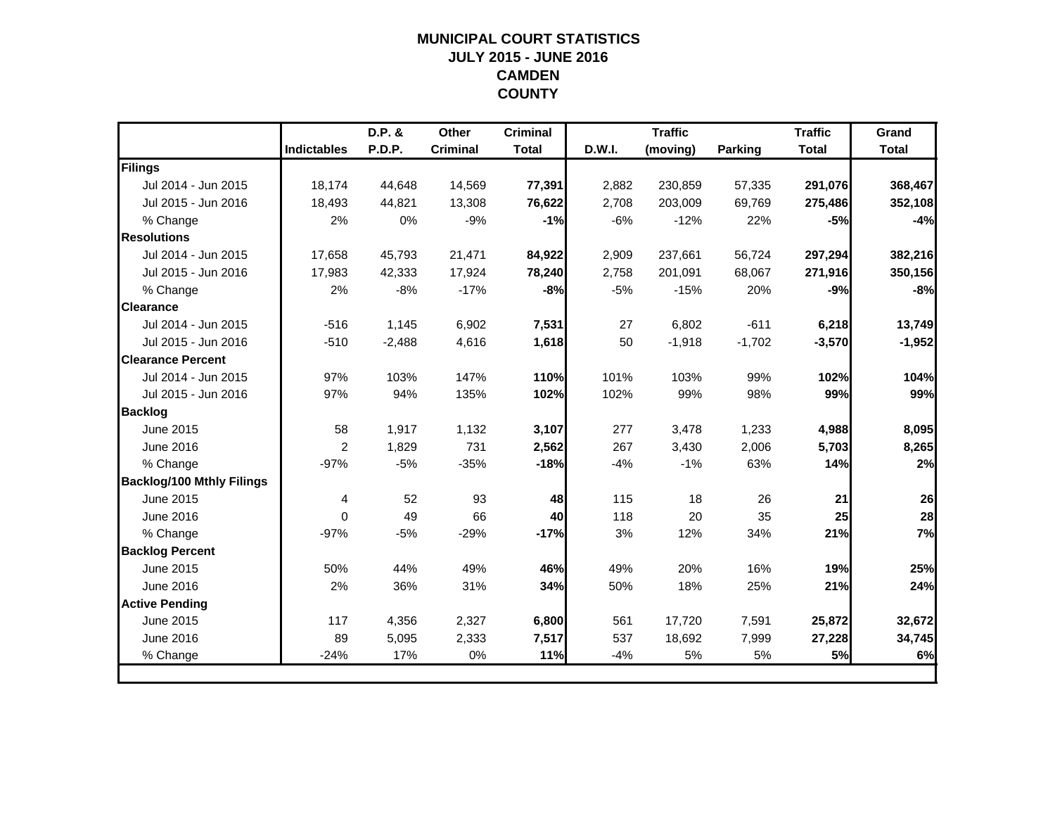# MUNICIPAL COURT STATISTICS
## JULY 2015 - JUNE 2016
## CAMDEN COUNTY

| | Indictables | D.P. & P.D.P. | Other Criminal | Criminal Total | D.W.I. | Traffic (moving) | Parking | Traffic Total | Grand Total |
|---|---|---|---|---|---|---|---|---|---|
| **Filings** | | | | | | | | | |
| Jul 2014 - Jun 2015 | 18,174 | 44,648 | 14,569 | **77,391** | 2,882 | 230,859 | 57,335 | **291,076** | **368,467** |
| Jul 2015 - Jun 2016 | 18,493 | 44,821 | 13,308 | **76,622** | 2,708 | 203,009 | 69,769 | **275,486** | **352,108** |
| % Change | 2% | 0% | -9% | **-1%** | -6% | -12% | 22% | **-5%** | **-4%** |
| **Resolutions** | | | | | | | | | |
| Jul 2014 - Jun 2015 | 17,658 | 45,793 | 21,471 | **84,922** | 2,909 | 237,661 | 56,724 | **297,294** | **382,216** |
| Jul 2015 - Jun 2016 | 17,983 | 42,333 | 17,924 | **78,240** | 2,758 | 201,091 | 68,067 | **271,916** | **350,156** |
| % Change | 2% | -8% | -17% | **-8%** | -5% | -15% | 20% | **-9%** | **-8%** |
| **Clearance** | | | | | | | | | |
| Jul 2014 - Jun 2015 | -516 | 1,145 | 6,902 | **7,531** | 27 | 6,802 | -611 | **6,218** | **13,749** |
| Jul 2015 - Jun 2016 | -510 | -2,488 | 4,616 | **1,618** | 50 | -1,918 | -1,702 | **-3,570** | **-1,952** |
| **Clearance Percent** | | | | | | | | | |
| Jul 2014 - Jun 2015 | 97% | 103% | 147% | **110%** | 101% | 103% | 99% | **102%** | **104%** |
| Jul 2015 - Jun 2016 | 97% | 94% | 135% | **102%** | 102% | 99% | 98% | **99%** | **99%** |
| **Backlog** | | | | | | | | | |
| June 2015 | 58 | 1,917 | 1,132 | **3,107** | 277 | 3,478 | 1,233 | **4,988** | **8,095** |
| June 2016 | 2 | 1,829 | 731 | **2,562** | 267 | 3,430 | 2,006 | **5,703** | **8,265** |
| % Change | -97% | -5% | -35% | **-18%** | -4% | -1% | 63% | **14%** | **2%** |
| **Backlog/100 Mthly Filings** | | | | | | | | | |
| June 2015 | 4 | 52 | 93 | **48** | 115 | 18 | 26 | **21** | **26** |
| June 2016 | 0 | 49 | 66 | **40** | 118 | 20 | 35 | **25** | **28** |
| % Change | -97% | -5% | -29% | **-17%** | 3% | 12% | 34% | **21%** | **7%** |
| **Backlog Percent** | | | | | | | | | |
| June 2015 | 50% | 44% | 49% | **46%** | 49% | 20% | 16% | **19%** | **25%** |
| June 2016 | 2% | 36% | 31% | **34%** | 50% | 18% | 25% | **21%** | **24%** |
| **Active Pending** | | | | | | | | | |
| June 2015 | 117 | 4,356 | 2,327 | **6,800** | 561 | 17,720 | 7,591 | **25,872** | **32,672** |
| June 2016 | 89 | 5,095 | 2,333 | **7,517** | 537 | 18,692 | 7,999 | **27,228** | **34,745** |
| % Change | -24% | 17% | 0% | **11%** | -4% | 5% | 5% | **5%** | **6%** |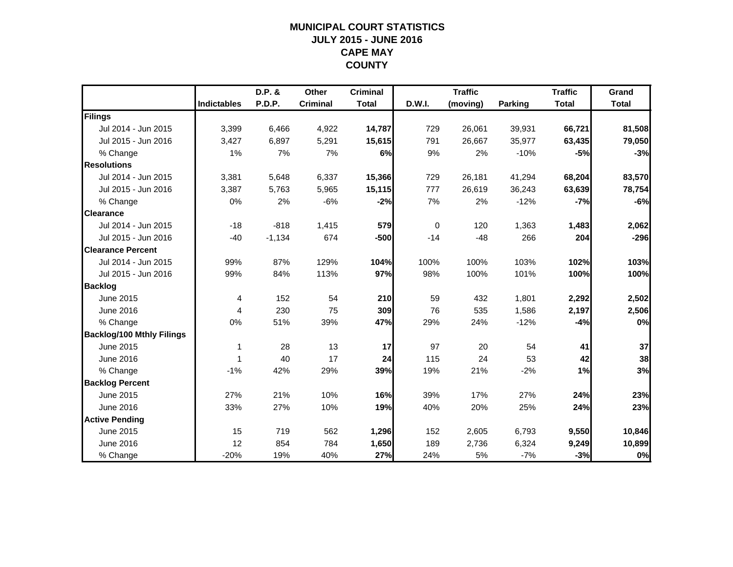# MUNICIPAL COURT STATISTICS
## JULY 2015 - JUNE 2016
## CAPE MAY
## COUNTY

| | Indictables | D.P. & P.D.P. | Other Criminal | Criminal Total | D.W.I. | Traffic (moving) | Parking | Traffic Total | Grand Total |
|---|---|---|---|---|---|---|---|---|---|
| **Filings** | | | | | | | | | |
| Jul 2014 - Jun 2015 | 3,399 | 6,466 | 4,922 | **14,787** | 729 | 26,061 | 39,931 | **66,721** | **81,508** |
| Jul 2015 - Jun 2016 | 3,427 | 6,897 | 5,291 | **15,615** | 791 | 26,667 | 35,977 | **63,435** | **79,050** |
| % Change | 1% | 7% | 7% | **6%** | 9% | 2% | -10% | **-5%** | **-3%** |
| **Resolutions** | | | | | | | | | |
| Jul 2014 - Jun 2015 | 3,381 | 5,648 | 6,337 | **15,366** | 729 | 26,181 | 41,294 | **68,204** | **83,570** |
| Jul 2015 - Jun 2016 | 3,387 | 5,763 | 5,965 | **15,115** | 777 | 26,619 | 36,243 | **63,639** | **78,754** |
| % Change | 0% | 2% | -6% | **-2%** | 7% | 2% | -12% | **-7%** | **-6%** |
| **Clearance** | | | | | | | | | |
| Jul 2014 - Jun 2015 | -18 | -818 | 1,415 | **579** | 0 | 120 | 1,363 | **1,483** | **2,062** |
| Jul 2015 - Jun 2016 | -40 | -1,134 | 674 | **-500** | -14 | -48 | 266 | **204** | **-296** |
| **Clearance Percent** | | | | | | | | | |
| Jul 2014 - Jun 2015 | 99% | 87% | 129% | **104%** | 100% | 100% | 103% | **102%** | **103%** |
| Jul 2015 - Jun 2016 | 99% | 84% | 113% | **97%** | 98% | 100% | 101% | **100%** | **100%** |
| **Backlog** | | | | | | | | | |
| June 2015 | 4 | 152 | 54 | **210** | 59 | 432 | 1,801 | **2,292** | **2,502** |
| June 2016 | 4 | 230 | 75 | **309** | 76 | 535 | 1,586 | **2,197** | **2,506** |
| % Change | 0% | 51% | 39% | **47%** | 29% | 24% | -12% | **-4%** | **0%** |
| **Backlog/100 Mthly Filings** | | | | | | | | | |
| June 2015 | 1 | 28 | 13 | **17** | 97 | 20 | 54 | **41** | **37** |
| June 2016 | 1 | 40 | 17 | **24** | 115 | 24 | 53 | **42** | **38** |
| % Change | -1% | 42% | 29% | **39%** | 19% | 21% | -2% | **1%** | **3%** |
| **Backlog Percent** | | | | | | | | | |
| June 2015 | 27% | 21% | 10% | **16%** | 39% | 17% | 27% | **24%** | **23%** |
| June 2016 | 33% | 27% | 10% | **19%** | 40% | 20% | 25% | **24%** | **23%** |
| **Active Pending** | | | | | | | | | |
| June 2015 | 15 | 719 | 562 | **1,296** | 152 | 2,605 | 6,793 | **9,550** | **10,846** |
| June 2016 | 12 | 854 | 784 | **1,650** | 189 | 2,736 | 6,324 | **9,249** | **10,899** |
| % Change | -20% | 19% | 40% | **27%** | 24% | 5% | -7% | **-3%** | **0%** |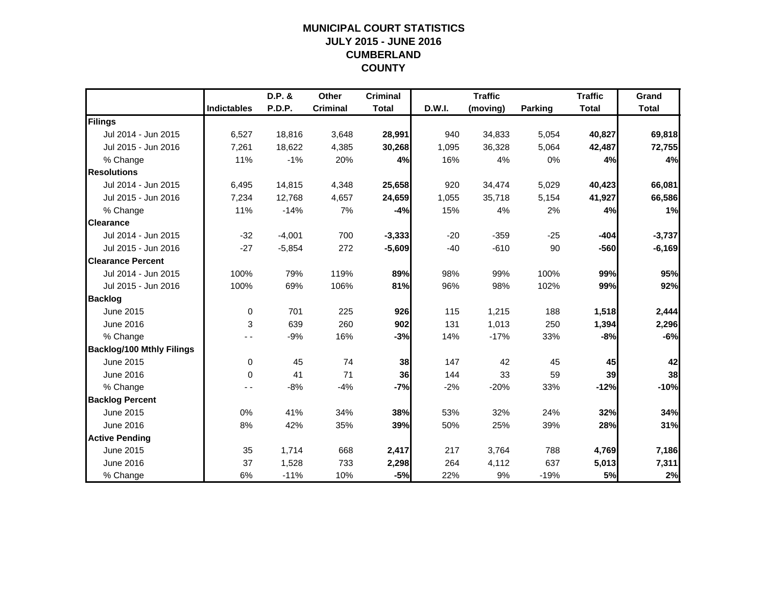# MUNICIPAL COURT STATISTICS
## JULY 2015 - JUNE 2016
## CUMBERLAND COUNTY

| | Indictables | D.P. & P.D.P. | Other Criminal | Criminal Total | D.W.I. | Traffic (moving) | Parking | Traffic Total | Grand Total |
|---|---|---|---|---|---|---|---|---|---|
| **Filings** | | | | | | | | | |
| Jul 2014 - Jun 2015 | 6,527 | 18,816 | 3,648 | **28,991** | 940 | 34,833 | 5,054 | **40,827** | **69,818** |
| Jul 2015 - Jun 2016 | 7,261 | 18,622 | 4,385 | **30,268** | 1,095 | 36,328 | 5,064 | **42,487** | **72,755** |
| % Change | 11% | -1% | 20% | **4%** | 16% | 4% | 0% | **4%** | **4%** |
| **Resolutions** | | | | | | | | | |
| Jul 2014 - Jun 2015 | 6,495 | 14,815 | 4,348 | **25,658** | 920 | 34,474 | 5,029 | **40,423** | **66,081** |
| Jul 2015 - Jun 2016 | 7,234 | 12,768 | 4,657 | **24,659** | 1,055 | 35,718 | 5,154 | **41,927** | **66,586** |
| % Change | 11% | -14% | 7% | **-4%** | 15% | 4% | 2% | **4%** | **1%** |
| **Clearance** | | | | | | | | | |
| Jul 2014 - Jun 2015 | -32 | -4,001 | 700 | **-3,333** | -20 | -359 | -25 | **-404** | **-3,737** |
| Jul 2015 - Jun 2016 | -27 | -5,854 | 272 | **-5,609** | -40 | -610 | 90 | **-560** | **-6,169** |
| **Clearance Percent** | | | | | | | | | |
| Jul 2014 - Jun 2015 | 100% | 79% | 119% | **89%** | 98% | 99% | 100% | **99%** | **95%** |
| Jul 2015 - Jun 2016 | 100% | 69% | 106% | **81%** | 96% | 98% | 102% | **99%** | **92%** |
| **Backlog** | | | | | | | | | |
| June 2015 | 0 | 701 | 225 | **926** | 115 | 1,215 | 188 | **1,518** | **2,444** |
| June 2016 | 3 | 639 | 260 | **902** | 131 | 1,013 | 250 | **1,394** | **2,296** |
| % Change | - - | -9% | 16% | **-3%** | 14% | -17% | 33% | **-8%** | **-6%** |
| **Backlog/100 Mthly Filings** | | | | | | | | | |
| June 2015 | 0 | 45 | 74 | **38** | 147 | 42 | 45 | **45** | **42** |
| June 2016 | 0 | 41 | 71 | **36** | 144 | 33 | 59 | **39** | **38** |
| % Change | - - | -8% | -4% | **-7%** | -2% | -20% | 33% | **-12%** | **-10%** |
| **Backlog Percent** | | | | | | | | | |
| June 2015 | 0% | 41% | 34% | **38%** | 53% | 32% | 24% | **32%** | **34%** |
| June 2016 | 8% | 42% | 35% | **39%** | 50% | 25% | 39% | **28%** | **31%** |
| **Active Pending** | | | | | | | | | |
| June 2015 | 35 | 1,714 | 668 | **2,417** | 217 | 3,764 | 788 | **4,769** | **7,186** |
| June 2016 | 37 | 1,528 | 733 | **2,298** | 264 | 4,112 | 637 | **5,013** | **7,311** |
| % Change | 6% | -11% | 10% | **-5%** | 22% | 9% | -19% | **5%** | **2%** |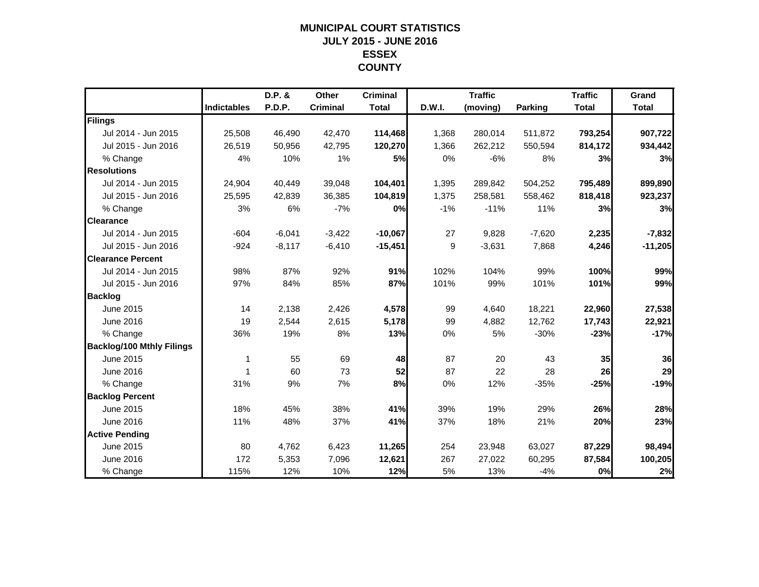# MUNICIPAL COURT STATISTICS
## JULY 2015 - JUNE 2016
## ESSEX
## COUNTY

| | Indictables | D.P. & P.D.P. | Other Criminal | Criminal Total | D.W.I. | Traffic (moving) | Parking | Traffic Total | Grand Total |
|---|---|---|---|---|---|---|---|---|---|
| **Filings** | | | | | | | | | |
| Jul 2014 - Jun 2015 | 25,508 | 46,490 | 42,470 | **114,468** | 1,368 | 280,014 | 511,872 | **793,254** | **907,722** |
| Jul 2015 - Jun 2016 | 26,519 | 50,956 | 42,795 | **120,270** | 1,366 | 262,212 | 550,594 | **814,172** | **934,442** |
| % Change | 4% | 10% | 1% | **5%** | 0% | -6% | 8% | **3%** | **3%** |
| **Resolutions** | | | | | | | | | |
| Jul 2014 - Jun 2015 | 24,904 | 40,449 | 39,048 | **104,401** | 1,395 | 289,842 | 504,252 | **795,489** | **899,890** |
| Jul 2015 - Jun 2016 | 25,595 | 42,839 | 36,385 | **104,819** | 1,375 | 258,581 | 558,462 | **818,418** | **923,237** |
| % Change | 3% | 6% | -7% | **0%** | -1% | -11% | 11% | **3%** | **3%** |
| **Clearance** | | | | | | | | | |
| Jul 2014 - Jun 2015 | -604 | -6,041 | -3,422 | **-10,067** | 27 | 9,828 | -7,620 | **2,235** | **-7,832** |
| Jul 2015 - Jun 2016 | -924 | -8,117 | -6,410 | **-15,451** | 9 | -3,631 | 7,868 | **4,246** | **-11,205** |
| **Clearance Percent** | | | | | | | | | |
| Jul 2014 - Jun 2015 | 98% | 87% | 92% | **91%** | 102% | 104% | 99% | **100%** | **99%** |
| Jul 2015 - Jun 2016 | 97% | 84% | 85% | **87%** | 101% | 99% | 101% | **101%** | **99%** |
| **Backlog** | | | | | | | | | |
| June 2015 | 14 | 2,138 | 2,426 | **4,578** | 99 | 4,640 | 18,221 | **22,960** | **27,538** |
| June 2016 | 19 | 2,544 | 2,615 | **5,178** | 99 | 4,882 | 12,762 | **17,743** | **22,921** |
| % Change | 36% | 19% | 8% | **13%** | 0% | 5% | -30% | **-23%** | **-17%** |
| **Backlog/100 Mthly Filings** | | | | | | | | | |
| June 2015 | 1 | 55 | 69 | **48** | 87 | 20 | 43 | **35** | **36** |
| June 2016 | 1 | 60 | 73 | **52** | 87 | 22 | 28 | **26** | **29** |
| % Change | 31% | 9% | 7% | **8%** | 0% | 12% | -35% | **-25%** | **-19%** |
| **Backlog Percent** | | | | | | | | | |
| June 2015 | 18% | 45% | 38% | **41%** | 39% | 19% | 29% | **26%** | **28%** |
| June 2016 | 11% | 48% | 37% | **41%** | 37% | 18% | 21% | **20%** | **23%** |
| **Active Pending** | | | | | | | | | |
| June 2015 | 80 | 4,762 | 6,423 | **11,265** | 254 | 23,948 | 63,027 | **87,229** | **98,494** |
| June 2016 | 172 | 5,353 | 7,096 | **12,621** | 267 | 27,022 | 60,295 | **87,584** | **100,205** |
| % Change | 115% | 12% | 10% | **12%** | 5% | 13% | -4% | **0%** | **2%** |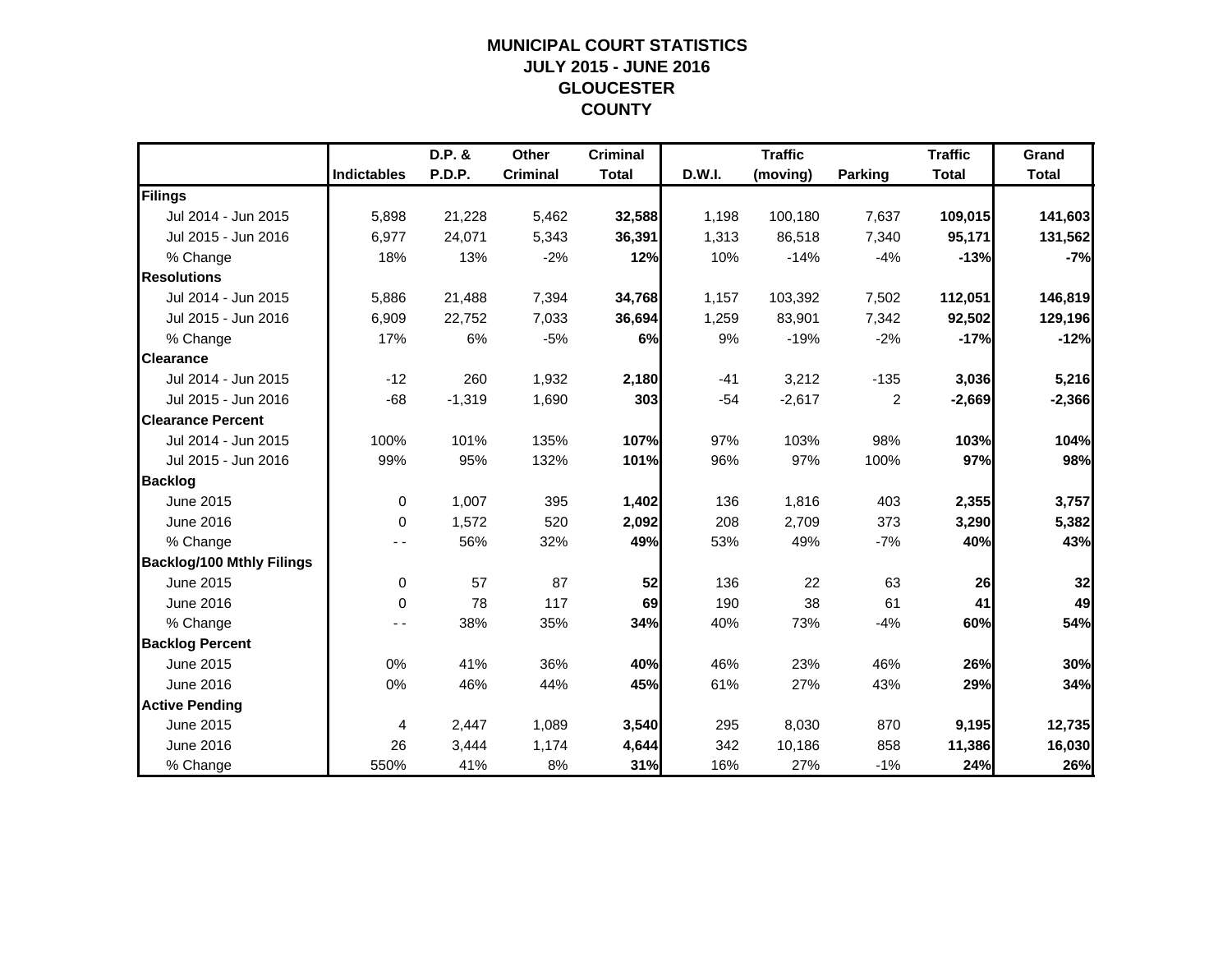# MUNICIPAL COURT STATISTICS
## JULY 2015 - JUNE 2016
## GLOUCESTER COUNTY

| | Indictables | D.P. & P.D.P. | Other Criminal | Criminal Total | D.W.I. | Traffic (moving) | Parking | Traffic Total | Grand Total |
|---|---|---|---|---|---|---|---|---|---|
| **Filings** | | | | | | | | | |
| Jul 2014 - Jun 2015 | 5,898 | 21,228 | 5,462 | **32,588** | 1,198 | 100,180 | 7,637 | **109,015** | **141,603** |
| Jul 2015 - Jun 2016 | 6,977 | 24,071 | 5,343 | **36,391** | 1,313 | 86,518 | 7,340 | **95,171** | **131,562** |
| % Change | 18% | 13% | -2% | **12%** | 10% | -14% | -4% | **-13%** | **-7%** |
| **Resolutions** | | | | | | | | | |
| Jul 2014 - Jun 2015 | 5,886 | 21,488 | 7,394 | **34,768** | 1,157 | 103,392 | 7,502 | **112,051** | **146,819** |
| Jul 2015 - Jun 2016 | 6,909 | 22,752 | 7,033 | **36,694** | 1,259 | 83,901 | 7,342 | **92,502** | **129,196** |
| % Change | 17% | 6% | -5% | **6%** | 9% | -19% | -2% | **-17%** | **-12%** |
| **Clearance** | | | | | | | | | |
| Jul 2014 - Jun 2015 | -12 | 260 | 1,932 | **2,180** | -41 | 3,212 | -135 | **3,036** | **5,216** |
| Jul 2015 - Jun 2016 | -68 | -1,319 | 1,690 | **303** | -54 | -2,617 | 2 | **-2,669** | **-2,366** |
| **Clearance Percent** | | | | | | | | | |
| Jul 2014 - Jun 2015 | 100% | 101% | 135% | **107%** | 97% | 103% | 98% | **103%** | **104%** |
| Jul 2015 - Jun 2016 | 99% | 95% | 132% | **101%** | 96% | 97% | 100% | **97%** | **98%** |
| **Backlog** | | | | | | | | | |
| June 2015 | 0 | 1,007 | 395 | **1,402** | 136 | 1,816 | 403 | **2,355** | **3,757** |
| June 2016 | 0 | 1,572 | 520 | **2,092** | 208 | 2,709 | 373 | **3,290** | **5,382** |
| % Change | - - | 56% | 32% | **49%** | 53% | 49% | -7% | **40%** | **43%** |
| **Backlog/100 Mthly Filings** | | | | | | | | | |
| June 2015 | 0 | 57 | 87 | **52** | 136 | 22 | 63 | **26** | **32** |
| June 2016 | 0 | 78 | 117 | **69** | 190 | 38 | 61 | **41** | **49** |
| % Change | - - | 38% | 35% | **34%** | 40% | 73% | -4% | **60%** | **54%** |
| **Backlog Percent** | | | | | | | | | |
| June 2015 | 0% | 41% | 36% | **40%** | 46% | 23% | 46% | **26%** | **30%** |
| June 2016 | 0% | 46% | 44% | **45%** | 61% | 27% | 43% | **29%** | **34%** |
| **Active Pending** | | | | | | | | | |
| June 2015 | 4 | 2,447 | 1,089 | **3,540** | 295 | 8,030 | 870 | **9,195** | **12,735** |
| June 2016 | 26 | 3,444 | 1,174 | **4,644** | 342 | 10,186 | 858 | **11,386** | **16,030** |
| % Change | 550% | 41% | 8% | **31%** | 16% | 27% | -1% | **24%** | **26%** |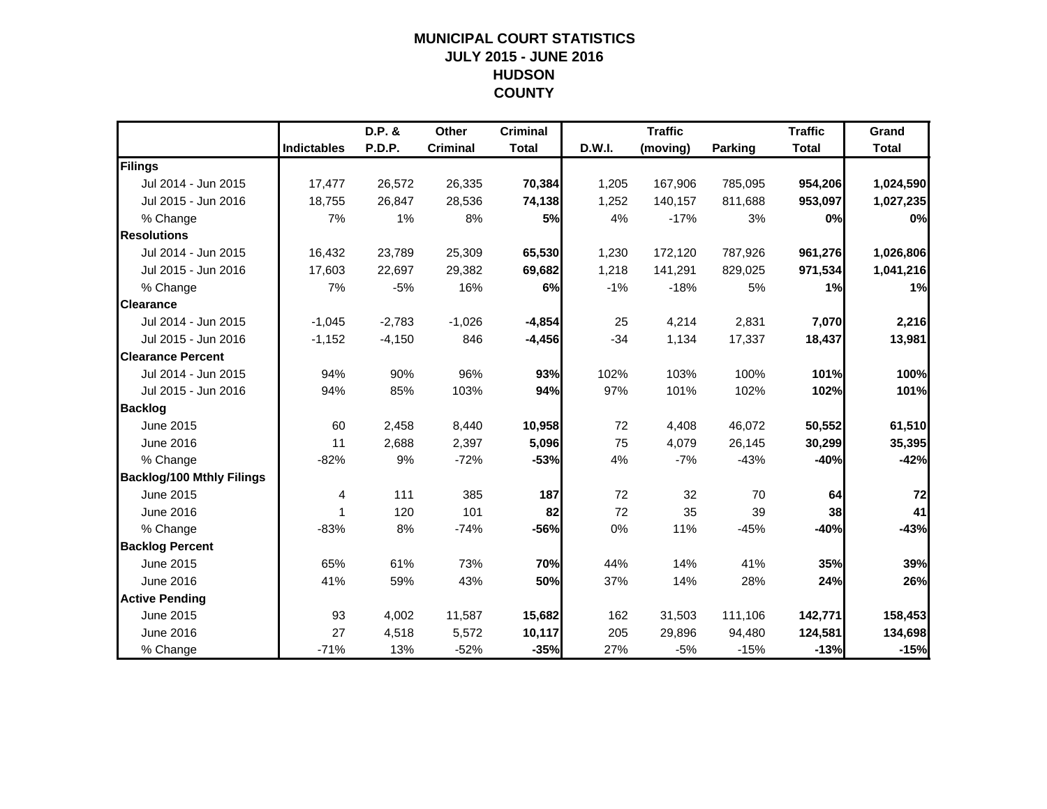# MUNICIPAL COURT STATISTICS
## JULY 2015 - JUNE 2016
## HUDSON COUNTY

| | Indictables | D.P. & P.D.P. | Other Criminal | Criminal Total | D.W.I. | Traffic (moving) | Parking | Traffic Total | Grand Total |
|---|---|---|---|---|---|---|---|---|---|
| **Filings** | | | | | | | | | |
| Jul 2014 - Jun 2015 | 17,477 | 26,572 | 26,335 | **70,384** | 1,205 | 167,906 | 785,095 | **954,206** | **1,024,590** |
| Jul 2015 - Jun 2016 | 18,755 | 26,847 | 28,536 | **74,138** | 1,252 | 140,157 | 811,688 | **953,097** | **1,027,235** |
| % Change | 7% | 1% | 8% | **5%** | 4% | -17% | 3% | **0%** | **0%** |
| **Resolutions** | | | | | | | | | |
| Jul 2014 - Jun 2015 | 16,432 | 23,789 | 25,309 | **65,530** | 1,230 | 172,120 | 787,926 | **961,276** | **1,026,806** |
| Jul 2015 - Jun 2016 | 17,603 | 22,697 | 29,382 | **69,682** | 1,218 | 141,291 | 829,025 | **971,534** | **1,041,216** |
| % Change | 7% | -5% | 16% | **6%** | -1% | -18% | 5% | **1%** | **1%** |
| **Clearance** | | | | | | | | | |
| Jul 2014 - Jun 2015 | -1,045 | -2,783 | -1,026 | **-4,854** | 25 | 4,214 | 2,831 | **7,070** | **2,216** |
| Jul 2015 - Jun 2016 | -1,152 | -4,150 | 846 | **-4,456** | -34 | 1,134 | 17,337 | **18,437** | **13,981** |
| **Clearance Percent** | | | | | | | | | |
| Jul 2014 - Jun 2015 | 94% | 90% | 96% | **93%** | 102% | 103% | 100% | **101%** | **100%** |
| Jul 2015 - Jun 2016 | 94% | 85% | 103% | **94%** | 97% | 101% | 102% | **102%** | **101%** |
| **Backlog** | | | | | | | | | |
| June 2015 | 60 | 2,458 | 8,440 | **10,958** | 72 | 4,408 | 46,072 | **50,552** | **61,510** |
| June 2016 | 11 | 2,688 | 2,397 | **5,096** | 75 | 4,079 | 26,145 | **30,299** | **35,395** |
| % Change | -82% | 9% | -72% | **-53%** | 4% | -7% | -43% | **-40%** | **-42%** |
| **Backlog/100 Mthly Filings** | | | | | | | | | |
| June 2015 | 4 | 111 | 385 | **187** | 72 | 32 | 70 | **64** | **72** |
| June 2016 | 1 | 120 | 101 | **82** | 72 | 35 | 39 | **38** | **41** |
| % Change | -83% | 8% | -74% | **-56%** | 0% | 11% | -45% | **-40%** | **-43%** |
| **Backlog Percent** | | | | | | | | | |
| June 2015 | 65% | 61% | 73% | **70%** | 44% | 14% | 41% | **35%** | **39%** |
| June 2016 | 41% | 59% | 43% | **50%** | 37% | 14% | 28% | **24%** | **26%** |
| **Active Pending** | | | | | | | | | |
| June 2015 | 93 | 4,002 | 11,587 | **15,682** | 162 | 31,503 | 111,106 | **142,771** | **158,453** |
| June 2016 | 27 | 4,518 | 5,572 | **10,117** | 205 | 29,896 | 94,480 | **124,581** | **134,698** |
| % Change | -71% | 13% | -52% | **-35%** | 27% | -5% | -15% | **-13%** | **-15%** |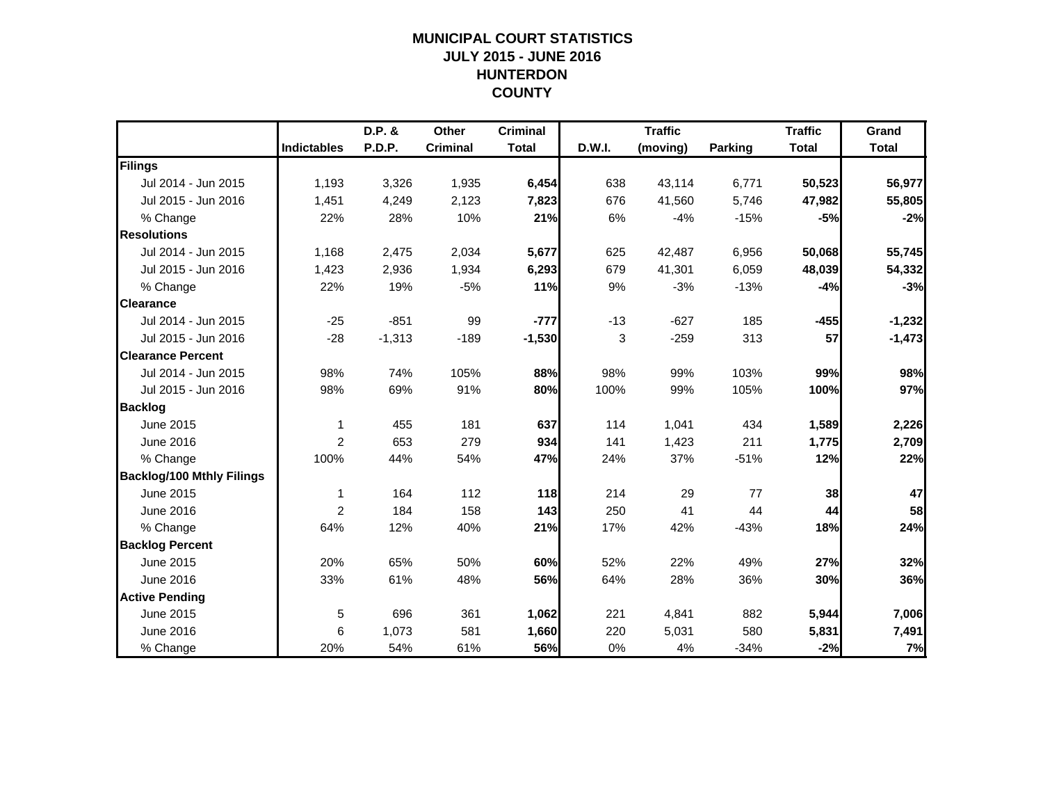# MUNICIPAL COURT STATISTICS
## JULY 2015 - JUNE 2016
## HUNTERDON COUNTY

| | Indictables | D.P. & P.D.P. | Other Criminal | Criminal Total | D.W.I. | Traffic (moving) | Parking | Traffic Total | Grand Total |
|---|---|---|---|---|---|---|---|---|---|
| **Filings** | | | | | | | | | |
| Jul 2014 - Jun 2015 | 1,193 | 3,326 | 1,935 | **6,454** | 638 | 43,114 | 6,771 | **50,523** | **56,977** |
| Jul 2015 - Jun 2016 | 1,451 | 4,249 | 2,123 | **7,823** | 676 | 41,560 | 5,746 | **47,982** | **55,805** |
| % Change | 22% | 28% | 10% | **21%** | 6% | -4% | -15% | **-5%** | **-2%** |
| **Resolutions** | | | | | | | | | |
| Jul 2014 - Jun 2015 | 1,168 | 2,475 | 2,034 | **5,677** | 625 | 42,487 | 6,956 | **50,068** | **55,745** |
| Jul 2015 - Jun 2016 | 1,423 | 2,936 | 1,934 | **6,293** | 679 | 41,301 | 6,059 | **48,039** | **54,332** |
| % Change | 22% | 19% | -5% | **11%** | 9% | -3% | -13% | **-4%** | **-3%** |
| **Clearance** | | | | | | | | | |
| Jul 2014 - Jun 2015 | -25 | -851 | 99 | **-777** | -13 | -627 | 185 | **-455** | **-1,232** |
| Jul 2015 - Jun 2016 | -28 | -1,313 | -189 | **-1,530** | 3 | -259 | 313 | **57** | **-1,473** |
| **Clearance Percent** | | | | | | | | | |
| Jul 2014 - Jun 2015 | 98% | 74% | 105% | **88%** | 98% | 99% | 103% | **99%** | **98%** |
| Jul 2015 - Jun 2016 | 98% | 69% | 91% | **80%** | 100% | 99% | 105% | **100%** | **97%** |
| **Backlog** | | | | | | | | | |
| June 2015 | 1 | 455 | 181 | **637** | 114 | 1,041 | 434 | **1,589** | **2,226** |
| June 2016 | 2 | 653 | 279 | **934** | 141 | 1,423 | 211 | **1,775** | **2,709** |
| % Change | 100% | 44% | 54% | **47%** | 24% | 37% | -51% | **12%** | **22%** |
| **Backlog/100 Mthly Filings** | | | | | | | | | |
| June 2015 | 1 | 164 | 112 | **118** | 214 | 29 | 77 | **38** | **47** |
| June 2016 | 2 | 184 | 158 | **143** | 250 | 41 | 44 | **44** | **58** |
| % Change | 64% | 12% | 40% | **21%** | 17% | 42% | -43% | **18%** | **24%** |
| **Backlog Percent** | | | | | | | | | |
| June 2015 | 20% | 65% | 50% | **60%** | 52% | 22% | 49% | **27%** | **32%** |
| June 2016 | 33% | 61% | 48% | **56%** | 64% | 28% | 36% | **30%** | **36%** |
| **Active Pending** | | | | | | | | | |
| June 2015 | 5 | 696 | 361 | **1,062** | 221 | 4,841 | 882 | **5,944** | **7,006** |
| June 2016 | 6 | 1,073 | 581 | **1,660** | 220 | 5,031 | 580 | **5,831** | **7,491** |
| % Change | 20% | 54% | 61% | **56%** | 0% | 4% | -34% | **-2%** | **7%** |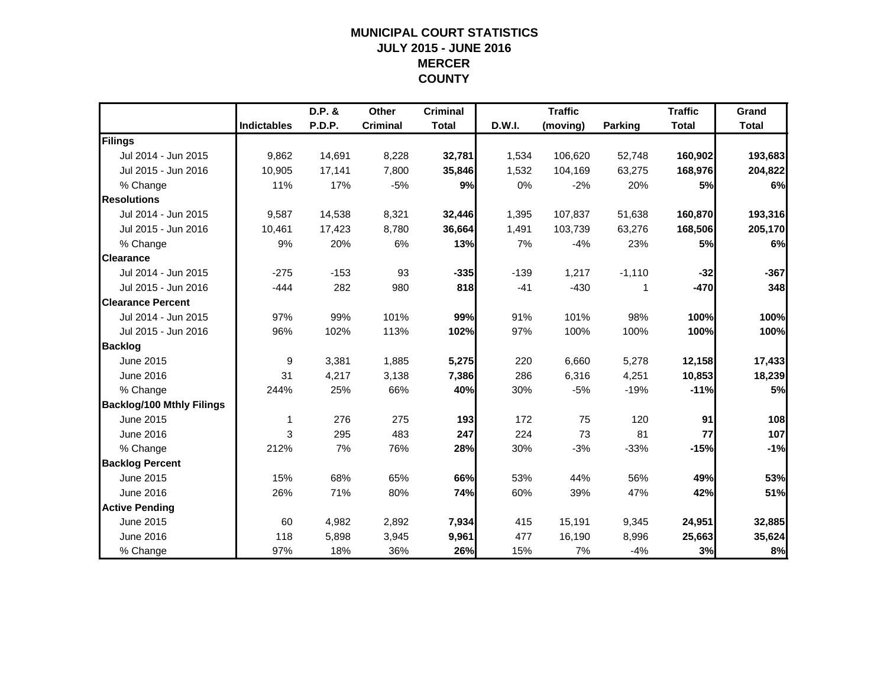# MUNICIPAL COURT STATISTICS
## JULY 2015 - JUNE 2016
## MERCER COUNTY

| | Indictables | D.P. & P.D.P. | Other Criminal | Criminal Total | D.W.I. | Traffic (moving) | Parking | Traffic Total | Grand Total |
|---|---|---|---|---|---|---|---|---|---|
| **Filings** | | | | | | | | | |
| Jul 2014 - Jun 2015 | 9,862 | 14,691 | 8,228 | **32,781** | 1,534 | 106,620 | 52,748 | **160,902** | **193,683** |
| Jul 2015 - Jun 2016 | 10,905 | 17,141 | 7,800 | **35,846** | 1,532 | 104,169 | 63,275 | **168,976** | **204,822** |
| % Change | 11% | 17% | -5% | **9%** | 0% | -2% | 20% | **5%** | **6%** |
| **Resolutions** | | | | | | | | | |
| Jul 2014 - Jun 2015 | 9,587 | 14,538 | 8,321 | **32,446** | 1,395 | 107,837 | 51,638 | **160,870** | **193,316** |
| Jul 2015 - Jun 2016 | 10,461 | 17,423 | 8,780 | **36,664** | 1,491 | 103,739 | 63,276 | **168,506** | **205,170** |
| % Change | 9% | 20% | 6% | **13%** | 7% | -4% | 23% | **5%** | **6%** |
| **Clearance** | | | | | | | | | |
| Jul 2014 - Jun 2015 | -275 | -153 | 93 | **-335** | -139 | 1,217 | -1,110 | **-32** | **-367** |
| Jul 2015 - Jun 2016 | -444 | 282 | 980 | **818** | -41 | -430 | 1 | **-470** | **348** |
| **Clearance Percent** | | | | | | | | | |
| Jul 2014 - Jun 2015 | 97% | 99% | 101% | **99%** | 91% | 101% | 98% | **100%** | **100%** |
| Jul 2015 - Jun 2016 | 96% | 102% | 113% | **102%** | 97% | 100% | 100% | **100%** | **100%** |
| **Backlog** | | | | | | | | | |
| June 2015 | 9 | 3,381 | 1,885 | **5,275** | 220 | 6,660 | 5,278 | **12,158** | **17,433** |
| June 2016 | 31 | 4,217 | 3,138 | **7,386** | 286 | 6,316 | 4,251 | **10,853** | **18,239** |
| % Change | 244% | 25% | 66% | **40%** | 30% | -5% | -19% | **-11%** | **5%** |
| **Backlog/100 Mthly Filings** | | | | | | | | | |
| June 2015 | 1 | 276 | 275 | **193** | 172 | 75 | 120 | **91** | **108** |
| June 2016 | 3 | 295 | 483 | **247** | 224 | 73 | 81 | **77** | **107** |
| % Change | 212% | 7% | 76% | **28%** | 30% | -3% | -33% | **-15%** | **-1%** |
| **Backlog Percent** | | | | | | | | | |
| June 2015 | 15% | 68% | 65% | **66%** | 53% | 44% | 56% | **49%** | **53%** |
| June 2016 | 26% | 71% | 80% | **74%** | 60% | 39% | 47% | **42%** | **51%** |
| **Active Pending** | | | | | | | | | |
| June 2015 | 60 | 4,982 | 2,892 | **7,934** | 415 | 15,191 | 9,345 | **24,951** | **32,885** |
| June 2016 | 118 | 5,898 | 3,945 | **9,961** | 477 | 16,190 | 8,996 | **25,663** | **35,624** |
| % Change | 97% | 18% | 36% | **26%** | 15% | 7% | -4% | **3%** | **8%** |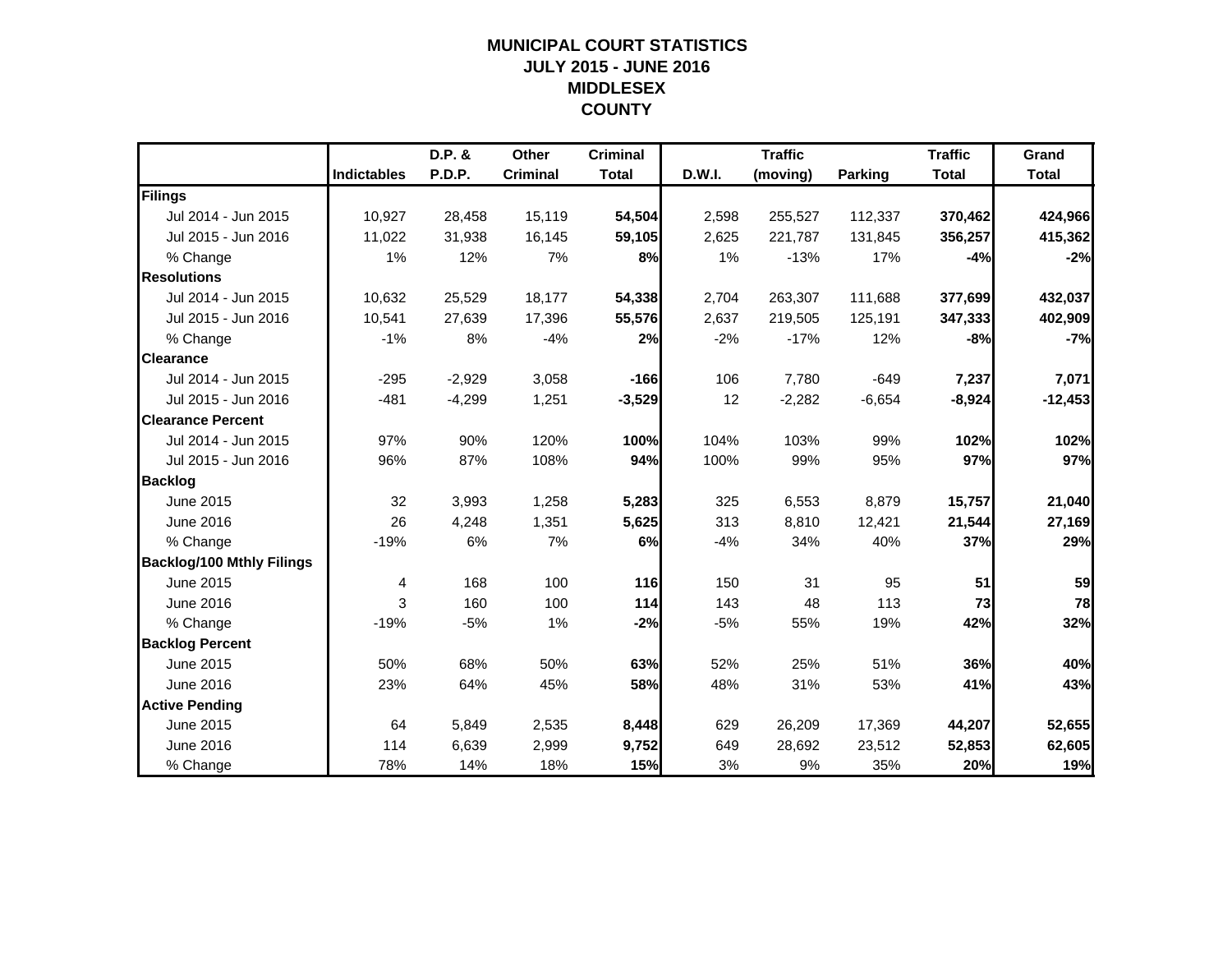# MUNICIPAL COURT STATISTICS
## JULY 2015 - JUNE 2016
## MIDDLESEX COUNTY

| | Indictables | D.P. & P.D.P. | Other Criminal | Criminal Total | D.W.I. | Traffic (moving) | Parking | Traffic Total | Grand Total |
|---|---|---|---|---|---|---|---|---|---|
| **Filings** | | | | | | | | | |
| Jul 2014 - Jun 2015 | 10,927 | 28,458 | 15,119 | **54,504** | 2,598 | 255,527 | 112,337 | **370,462** | **424,966** |
| Jul 2015 - Jun 2016 | 11,022 | 31,938 | 16,145 | **59,105** | 2,625 | 221,787 | 131,845 | **356,257** | **415,362** |
| % Change | 1% | 12% | 7% | **8%** | 1% | -13% | 17% | **-4%** | **-2%** |
| **Resolutions** | | | | | | | | | |
| Jul 2014 - Jun 2015 | 10,632 | 25,529 | 18,177 | **54,338** | 2,704 | 263,307 | 111,688 | **377,699** | **432,037** |
| Jul 2015 - Jun 2016 | 10,541 | 27,639 | 17,396 | **55,576** | 2,637 | 219,505 | 125,191 | **347,333** | **402,909** |
| % Change | -1% | 8% | -4% | **2%** | -2% | -17% | 12% | **-8%** | **-7%** |
| **Clearance** | | | | | | | | | |
| Jul 2014 - Jun 2015 | -295 | -2,929 | 3,058 | **-166** | 106 | 7,780 | -649 | **7,237** | **7,071** |
| Jul 2015 - Jun 2016 | -481 | -4,299 | 1,251 | **-3,529** | 12 | -2,282 | -6,654 | **-8,924** | **-12,453** |
| **Clearance Percent** | | | | | | | | | |
| Jul 2014 - Jun 2015 | 97% | 90% | 120% | **100%** | 104% | 103% | 99% | **102%** | **102%** |
| Jul 2015 - Jun 2016 | 96% | 87% | 108% | **94%** | 100% | 99% | 95% | **97%** | **97%** |
| **Backlog** | | | | | | | | | |
| June 2015 | 32 | 3,993 | 1,258 | **5,283** | 325 | 6,553 | 8,879 | **15,757** | **21,040** |
| June 2016 | 26 | 4,248 | 1,351 | **5,625** | 313 | 8,810 | 12,421 | **21,544** | **27,169** |
| % Change | -19% | 6% | 7% | **6%** | -4% | 34% | 40% | **37%** | **29%** |
| **Backlog/100 Mthly Filings** | | | | | | | | | |
| June 2015 | 4 | 168 | 100 | **116** | 150 | 31 | 95 | **51** | **59** |
| June 2016 | 3 | 160 | 100 | **114** | 143 | 48 | 113 | **73** | **78** |
| % Change | -19% | -5% | 1% | **-2%** | -5% | 55% | 19% | **42%** | **32%** |
| **Backlog Percent** | | | | | | | | | |
| June 2015 | 50% | 68% | 50% | **63%** | 52% | 25% | 51% | **36%** | **40%** |
| June 2016 | 23% | 64% | 45% | **58%** | 48% | 31% | 53% | **41%** | **43%** |
| **Active Pending** | | | | | | | | | |
| June 2015 | 64 | 5,849 | 2,535 | **8,448** | 629 | 26,209 | 17,369 | **44,207** | **52,655** |
| June 2016 | 114 | 6,639 | 2,999 | **9,752** | 649 | 28,692 | 23,512 | **52,853** | **62,605** |
| % Change | 78% | 14% | 18% | **15%** | 3% | 9% | 35% | **20%** | **19%** |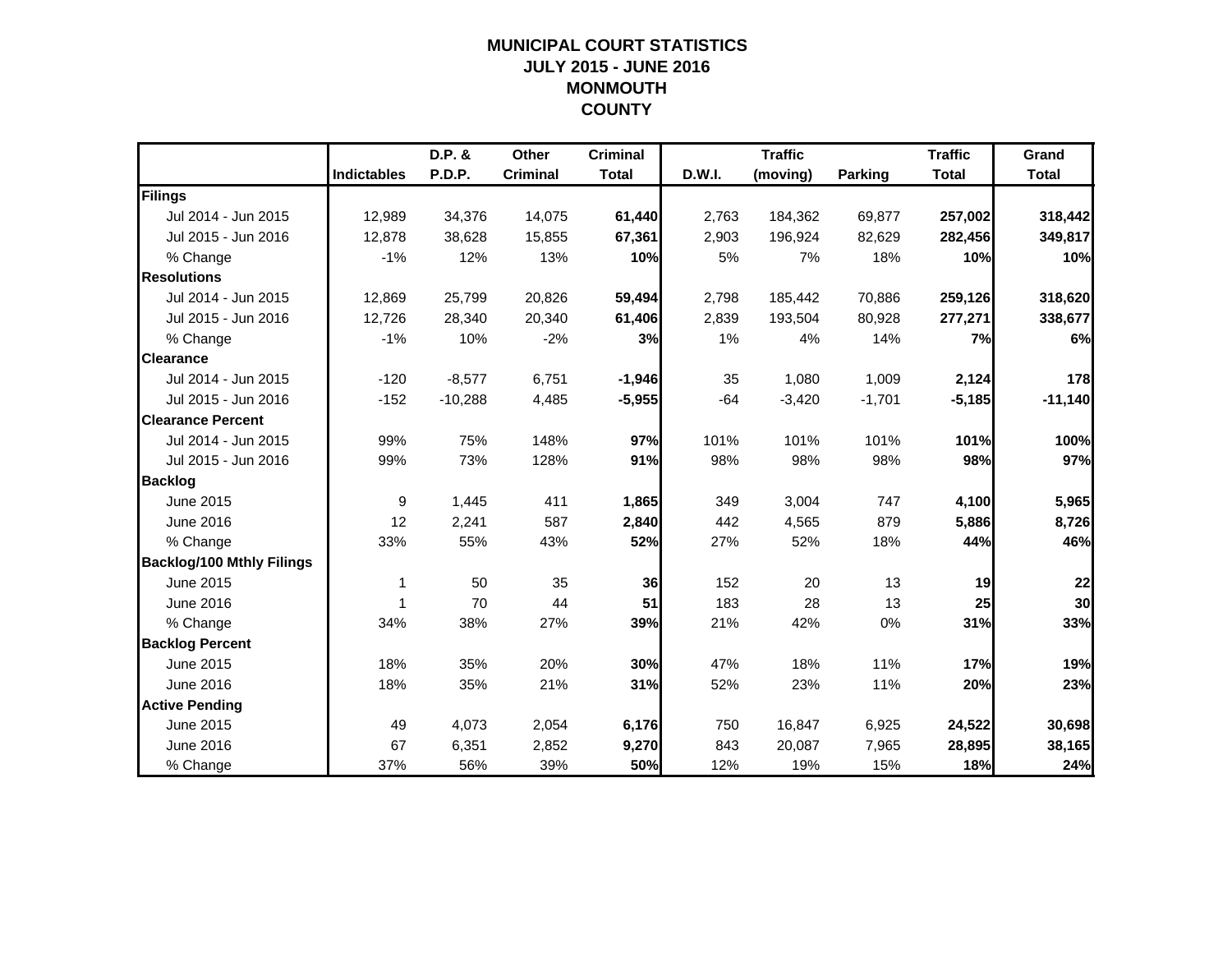# MUNICIPAL COURT STATISTICS
## JULY 2015 - JUNE 2016
## MONMOUTH COUNTY

| | Indictables | D.P. & P.D.P. | Other Criminal | Criminal Total | D.W.I. | Traffic (moving) | Parking | Traffic Total | Grand Total |
|---|---|---|---|---|---|---|---|---|---|
| **Filings** | | | | | | | | | |
| Jul 2014 - Jun 2015 | 12,989 | 34,376 | 14,075 | **61,440** | 2,763 | 184,362 | 69,877 | **257,002** | **318,442** |
| Jul 2015 - Jun 2016 | 12,878 | 38,628 | 15,855 | **67,361** | 2,903 | 196,924 | 82,629 | **282,456** | **349,817** |
| % Change | -1% | 12% | 13% | **10%** | 5% | 7% | 18% | **10%** | **10%** |
| **Resolutions** | | | | | | | | | |
| Jul 2014 - Jun 2015 | 12,869 | 25,799 | 20,826 | **59,494** | 2,798 | 185,442 | 70,886 | **259,126** | **318,620** |
| Jul 2015 - Jun 2016 | 12,726 | 28,340 | 20,340 | **61,406** | 2,839 | 193,504 | 80,928 | **277,271** | **338,677** |
| % Change | -1% | 10% | -2% | **3%** | 1% | 4% | 14% | **7%** | **6%** |
| **Clearance** | | | | | | | | | |
| Jul 2014 - Jun 2015 | -120 | -8,577 | 6,751 | **-1,946** | 35 | 1,080 | 1,009 | **2,124** | **178** |
| Jul 2015 - Jun 2016 | -152 | -10,288 | 4,485 | **-5,955** | -64 | -3,420 | -1,701 | **-5,185** | **-11,140** |
| **Clearance Percent** | | | | | | | | | |
| Jul 2014 - Jun 2015 | 99% | 75% | 148% | **97%** | 101% | 101% | 101% | **101%** | **100%** |
| Jul 2015 - Jun 2016 | 99% | 73% | 128% | **91%** | 98% | 98% | 98% | **98%** | **97%** |
| **Backlog** | | | | | | | | | |
| June 2015 | 9 | 1,445 | 411 | **1,865** | 349 | 3,004 | 747 | **4,100** | **5,965** |
| June 2016 | 12 | 2,241 | 587 | **2,840** | 442 | 4,565 | 879 | **5,886** | **8,726** |
| % Change | 33% | 55% | 43% | **52%** | 27% | 52% | 18% | **44%** | **46%** |
| **Backlog/100 Mthly Filings** | | | | | | | | | |
| June 2015 | 1 | 50 | 35 | **36** | 152 | 20 | 13 | **19** | **22** |
| June 2016 | 1 | 70 | 44 | **51** | 183 | 28 | 13 | **25** | **30** |
| % Change | 34% | 38% | 27% | **39%** | 21% | 42% | 0% | **31%** | **33%** |
| **Backlog Percent** | | | | | | | | | |
| June 2015 | 18% | 35% | 20% | **30%** | 47% | 18% | 11% | **17%** | **19%** |
| June 2016 | 18% | 35% | 21% | **31%** | 52% | 23% | 11% | **20%** | **23%** |
| **Active Pending** | | | | | | | | | |
| June 2015 | 49 | 4,073 | 2,054 | **6,176** | 750 | 16,847 | 6,925 | **24,522** | **30,698** |
| June 2016 | 67 | 6,351 | 2,852 | **9,270** | 843 | 20,087 | 7,965 | **28,895** | **38,165** |
| % Change | 37% | 56% | 39% | **50%** | 12% | 19% | 15% | **18%** | **24%** |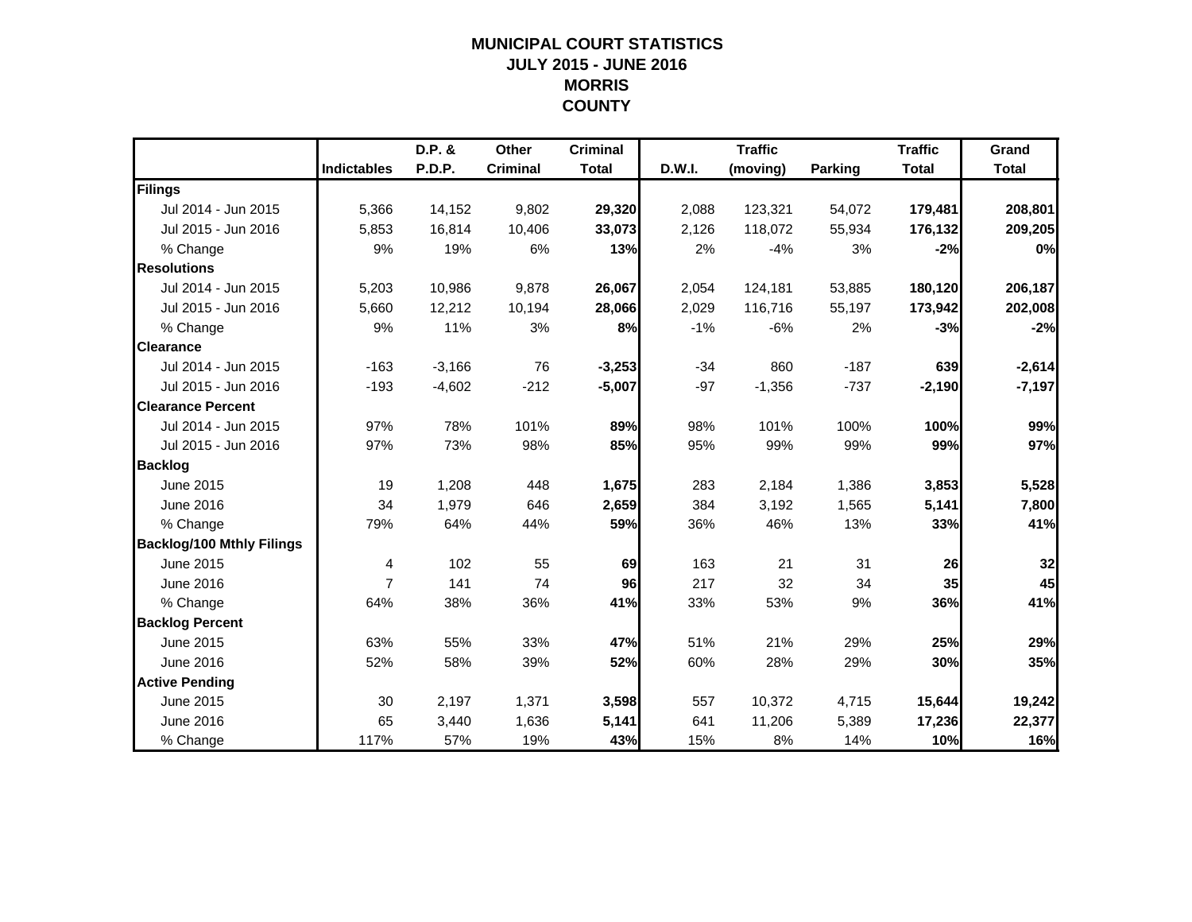# MUNICIPAL COURT STATISTICS
## JULY 2015 - JUNE 2016
## MORRIS COUNTY

| | Indictables | D.P. & P.D.P. | Other Criminal | Criminal Total | D.W.I. | Traffic (moving) | Parking | Traffic Total | Grand Total |
|---|---|---|---|---|---|---|---|---|---|
| **Filings** | | | | | | | | | |
| Jul 2014 - Jun 2015 | 5,366 | 14,152 | 9,802 | **29,320** | 2,088 | 123,321 | 54,072 | **179,481** | **208,801** |
| Jul 2015 - Jun 2016 | 5,853 | 16,814 | 10,406 | **33,073** | 2,126 | 118,072 | 55,934 | **176,132** | **209,205** |
| % Change | 9% | 19% | 6% | **13%** | 2% | -4% | 3% | **-2%** | **0%** |
| **Resolutions** | | | | | | | | | |
| Jul 2014 - Jun 2015 | 5,203 | 10,986 | 9,878 | **26,067** | 2,054 | 124,181 | 53,885 | **180,120** | **206,187** |
| Jul 2015 - Jun 2016 | 5,660 | 12,212 | 10,194 | **28,066** | 2,029 | 116,716 | 55,197 | **173,942** | **202,008** |
| % Change | 9% | 11% | 3% | **8%** | -1% | -6% | 2% | **-3%** | **-2%** |
| **Clearance** | | | | | | | | | |
| Jul 2014 - Jun 2015 | -163 | -3,166 | 76 | **-3,253** | -34 | 860 | -187 | **639** | **-2,614** |
| Jul 2015 - Jun 2016 | -193 | -4,602 | -212 | **-5,007** | -97 | -1,356 | -737 | **-2,190** | **-7,197** |
| **Clearance Percent** | | | | | | | | | |
| Jul 2014 - Jun 2015 | 97% | 78% | 101% | **89%** | 98% | 101% | 100% | **100%** | **99%** |
| Jul 2015 - Jun 2016 | 97% | 73% | 98% | **85%** | 95% | 99% | 99% | **99%** | **97%** |
| **Backlog** | | | | | | | | | |
| June 2015 | 19 | 1,208 | 448 | **1,675** | 283 | 2,184 | 1,386 | **3,853** | **5,528** |
| June 2016 | 34 | 1,979 | 646 | **2,659** | 384 | 3,192 | 1,565 | **5,141** | **7,800** |
| % Change | 79% | 64% | 44% | **59%** | 36% | 46% | 13% | **33%** | **41%** |
| **Backlog/100 Mthly Filings** | | | | | | | | | |
| June 2015 | 4 | 102 | 55 | **69** | 163 | 21 | 31 | **26** | **32** |
| June 2016 | 7 | 141 | 74 | **96** | 217 | 32 | 34 | **35** | **45** |
| % Change | 64% | 38% | 36% | **41%** | 33% | 53% | 9% | **36%** | **41%** |
| **Backlog Percent** | | | | | | | | | |
| June 2015 | 63% | 55% | 33% | **47%** | 51% | 21% | 29% | **25%** | **29%** |
| June 2016 | 52% | 58% | 39% | **52%** | 60% | 28% | 29% | **30%** | **35%** |
| **Active Pending** | | | | | | | | | |
| June 2015 | 30 | 2,197 | 1,371 | **3,598** | 557 | 10,372 | 4,715 | **15,644** | **19,242** |
| June 2016 | 65 | 3,440 | 1,636 | **5,141** | 641 | 11,206 | 5,389 | **17,236** | **22,377** |
| % Change | 117% | 57% | 19% | **43%** | 15% | 8% | 14% | **10%** | **16%** |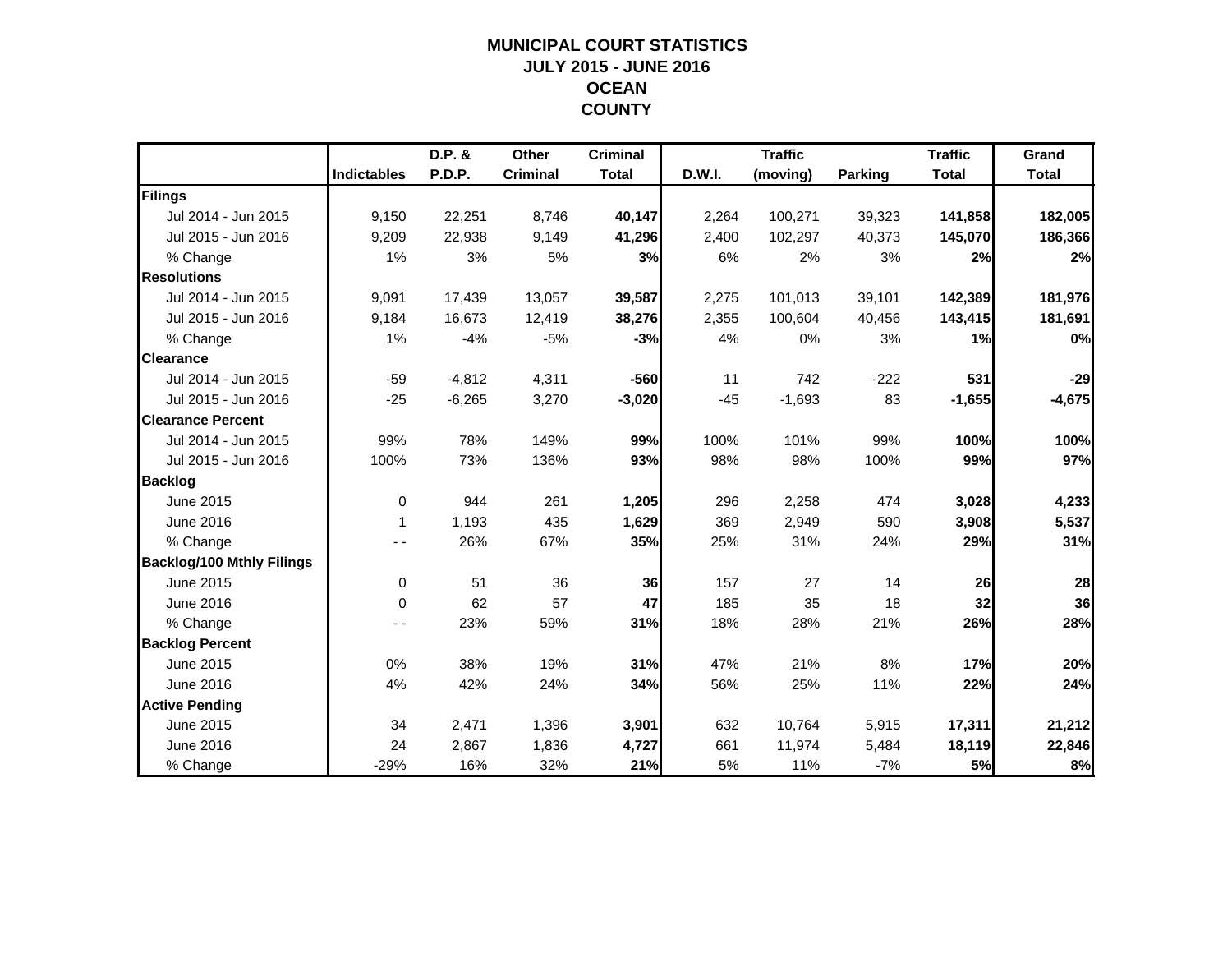# MUNICIPAL COURT STATISTICS
## JULY 2015 - JUNE 2016
## OCEAN
## COUNTY

| | Indictables | D.P. & P.D.P. | Other Criminal | Criminal Total | D.W.I. | Traffic (moving) | Parking | Traffic Total | Grand Total |
|---|---|---|---|---|---|---|---|---|---|
| **Filings** | | | | | | | | | |
| Jul 2014 - Jun 2015 | 9,150 | 22,251 | 8,746 | **40,147** | 2,264 | 100,271 | 39,323 | **141,858** | **182,005** |
| Jul 2015 - Jun 2016 | 9,209 | 22,938 | 9,149 | **41,296** | 2,400 | 102,297 | 40,373 | **145,070** | **186,366** |
| % Change | 1% | 3% | 5% | **3%** | 6% | 2% | 3% | **2%** | **2%** |
| **Resolutions** | | | | | | | | | |
| Jul 2014 - Jun 2015 | 9,091 | 17,439 | 13,057 | **39,587** | 2,275 | 101,013 | 39,101 | **142,389** | **181,976** |
| Jul 2015 - Jun 2016 | 9,184 | 16,673 | 12,419 | **38,276** | 2,355 | 100,604 | 40,456 | **143,415** | **181,691** |
| % Change | 1% | -4% | -5% | **-3%** | 4% | 0% | 3% | **1%** | **0%** |
| **Clearance** | | | | | | | | | |
| Jul 2014 - Jun 2015 | -59 | -4,812 | 4,311 | **-560** | 11 | 742 | -222 | **531** | **-29** |
| Jul 2015 - Jun 2016 | -25 | -6,265 | 3,270 | **-3,020** | -45 | -1,693 | 83 | **-1,655** | **-4,675** |
| **Clearance Percent** | | | | | | | | | |
| Jul 2014 - Jun 2015 | 99% | 78% | 149% | **99%** | 100% | 101% | 99% | **100%** | **100%** |
| Jul 2015 - Jun 2016 | 100% | 73% | 136% | **93%** | 98% | 98% | 100% | **99%** | **97%** |
| **Backlog** | | | | | | | | | |
| June 2015 | 0 | 944 | 261 | **1,205** | 296 | 2,258 | 474 | **3,028** | **4,233** |
| June 2016 | 1 | 1,193 | 435 | **1,629** | 369 | 2,949 | 590 | **3,908** | **5,537** |
| % Change | - - | 26% | 67% | **35%** | 25% | 31% | 24% | **29%** | **31%** |
| **Backlog/100 Mthly Filings** | | | | | | | | | |
| June 2015 | 0 | 51 | 36 | **36** | 157 | 27 | 14 | **26** | **28** |
| June 2016 | 0 | 62 | 57 | **47** | 185 | 35 | 18 | **32** | **36** |
| % Change | - - | 23% | 59% | **31%** | 18% | 28% | 21% | **26%** | **28%** |
| **Backlog Percent** | | | | | | | | | |
| June 2015 | 0% | 38% | 19% | **31%** | 47% | 21% | 8% | **17%** | **20%** |
| June 2016 | 4% | 42% | 24% | **34%** | 56% | 25% | 11% | **22%** | **24%** |
| **Active Pending** | | | | | | | | | |
| June 2015 | 34 | 2,471 | 1,396 | **3,901** | 632 | 10,764 | 5,915 | **17,311** | **21,212** |
| June 2016 | 24 | 2,867 | 1,836 | **4,727** | 661 | 11,974 | 5,484 | **18,119** | **22,846** |
| % Change | -29% | 16% | 32% | **21%** | 5% | 11% | -7% | **5%** | **8%** |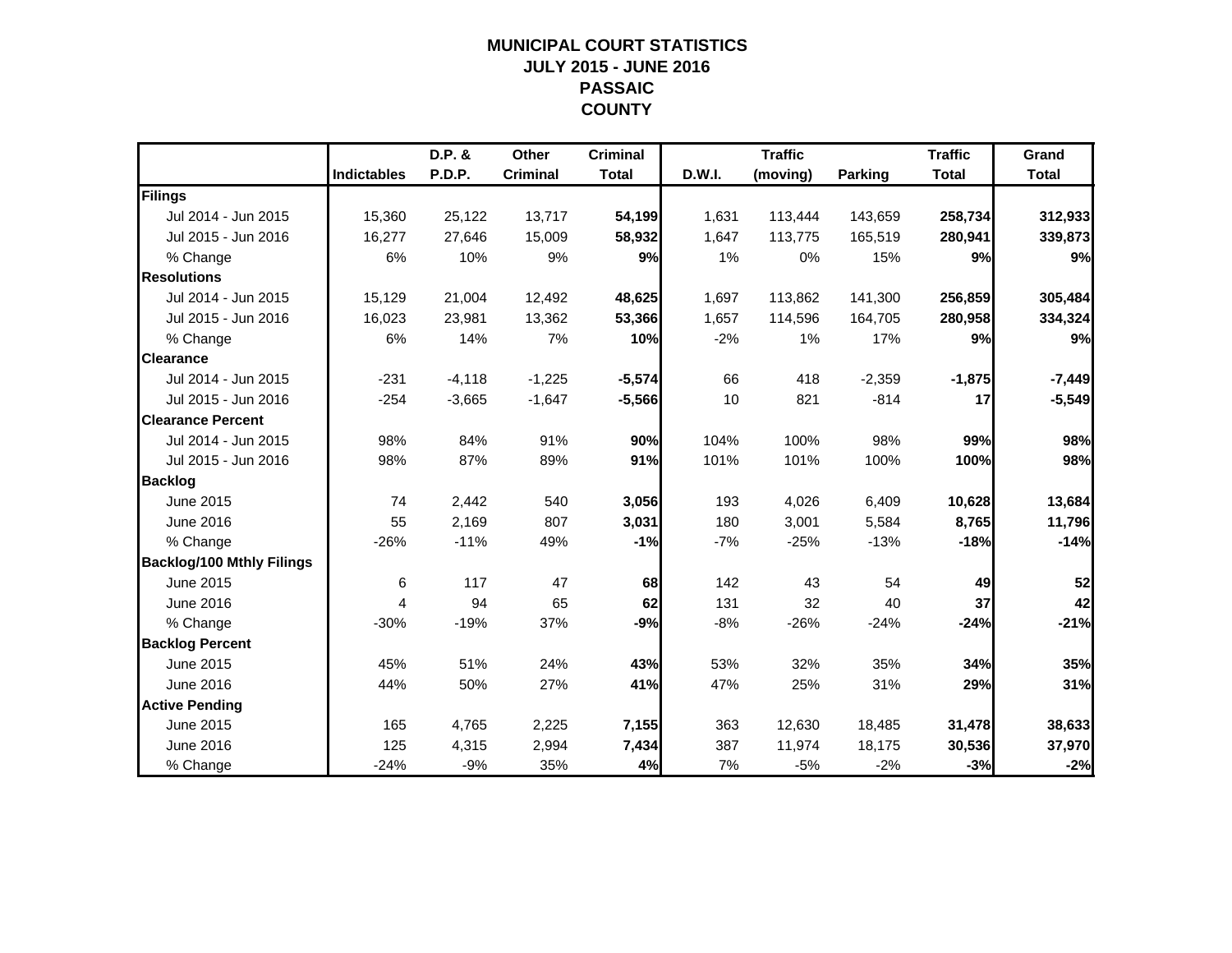# MUNICIPAL COURT STATISTICS
## JULY 2015 - JUNE 2016
## PASSAIC COUNTY

| | Indictables | D.P. & P.D.P. | Other Criminal | Criminal Total | D.W.I. | Traffic (moving) | Parking | Traffic Total | Grand Total |
|---|---|---|---|---|---|---|---|---|---|
| **Filings** | | | | | | | | | |
| Jul 2014 - Jun 2015 | 15,360 | 25,122 | 13,717 | **54,199** | 1,631 | 113,444 | 143,659 | **258,734** | **312,933** |
| Jul 2015 - Jun 2016 | 16,277 | 27,646 | 15,009 | **58,932** | 1,647 | 113,775 | 165,519 | **280,941** | **339,873** |
| % Change | 6% | 10% | 9% | **9%** | 1% | 0% | 15% | **9%** | **9%** |
| **Resolutions** | | | | | | | | | |
| Jul 2014 - Jun 2015 | 15,129 | 21,004 | 12,492 | **48,625** | 1,697 | 113,862 | 141,300 | **256,859** | **305,484** |
| Jul 2015 - Jun 2016 | 16,023 | 23,981 | 13,362 | **53,366** | 1,657 | 114,596 | 164,705 | **280,958** | **334,324** |
| % Change | 6% | 14% | 7% | **10%** | -2% | 1% | 17% | **9%** | **9%** |
| **Clearance** | | | | | | | | | |
| Jul 2014 - Jun 2015 | -231 | -4,118 | -1,225 | **-5,574** | 66 | 418 | -2,359 | **-1,875** | **-7,449** |
| Jul 2015 - Jun 2016 | -254 | -3,665 | -1,647 | **-5,566** | 10 | 821 | -814 | **17** | **-5,549** |
| **Clearance Percent** | | | | | | | | | |
| Jul 2014 - Jun 2015 | 98% | 84% | 91% | **90%** | 104% | 100% | 98% | **99%** | **98%** |
| Jul 2015 - Jun 2016 | 98% | 87% | 89% | **91%** | 101% | 101% | 100% | **100%** | **98%** |
| **Backlog** | | | | | | | | | |
| June 2015 | 74 | 2,442 | 540 | **3,056** | 193 | 4,026 | 6,409 | **10,628** | **13,684** |
| June 2016 | 55 | 2,169 | 807 | **3,031** | 180 | 3,001 | 5,584 | **8,765** | **11,796** |
| % Change | -26% | -11% | 49% | **-1%** | -7% | -25% | -13% | **-18%** | **-14%** |
| **Backlog/100 Mthly Filings** | | | | | | | | | |
| June 2015 | 6 | 117 | 47 | **68** | 142 | 43 | 54 | **49** | **52** |
| June 2016 | 4 | 94 | 65 | **62** | 131 | 32 | 40 | **37** | **42** |
| % Change | -30% | -19% | 37% | **-9%** | -8% | -26% | -24% | **-24%** | **-21%** |
| **Backlog Percent** | | | | | | | | | |
| June 2015 | 45% | 51% | 24% | **43%** | 53% | 32% | 35% | **34%** | **35%** |
| June 2016 | 44% | 50% | 27% | **41%** | 47% | 25% | 31% | **29%** | **31%** |
| **Active Pending** | | | | | | | | | |
| June 2015 | 165 | 4,765 | 2,225 | **7,155** | 363 | 12,630 | 18,485 | **31,478** | **38,633** |
| June 2016 | 125 | 4,315 | 2,994 | **7,434** | 387 | 11,974 | 18,175 | **30,536** | **37,970** |
| % Change | -24% | -9% | 35% | **4%** | 7% | -5% | -2% | **-3%** | **-2%** |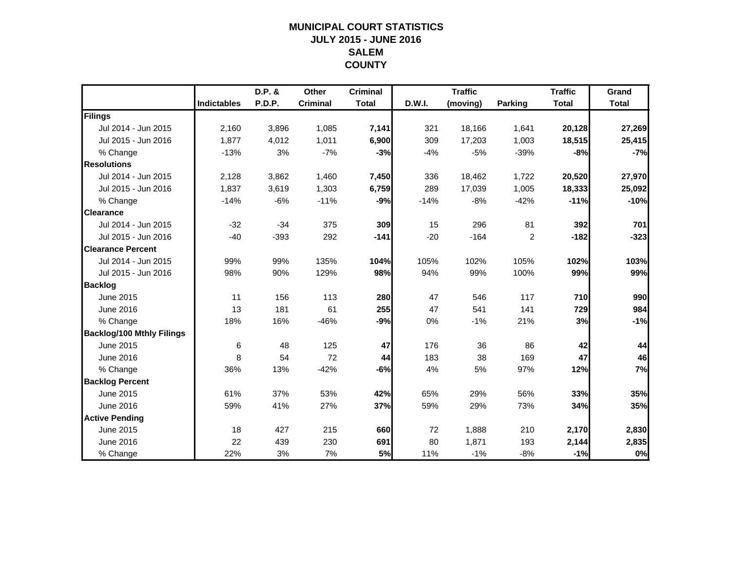# MUNICIPAL COURT STATISTICS
## JULY 2015 - JUNE 2016
## SALEM
## COUNTY

| | Indictables | D.P. & P.D.P. | Other Criminal | Criminal Total | D.W.I. | Traffic (moving) | Parking | Traffic Total | Grand Total |
|---|---|---|---|---|---|---|---|---|---|
| **Filings** | | | | | | | | | |
| Jul 2014 - Jun 2015 | 2,160 | 3,896 | 1,085 | **7,141** | 321 | 18,166 | 1,641 | **20,128** | **27,269** |
| Jul 2015 - Jun 2016 | 1,877 | 4,012 | 1,011 | **6,900** | 309 | 17,203 | 1,003 | **18,515** | **25,415** |
| % Change | -13% | 3% | -7% | **-3%** | -4% | -5% | -39% | **-8%** | **-7%** |
| **Resolutions** | | | | | | | | | |
| Jul 2014 - Jun 2015 | 2,128 | 3,862 | 1,460 | **7,450** | 336 | 18,462 | 1,722 | **20,520** | **27,970** |
| Jul 2015 - Jun 2016 | 1,837 | 3,619 | 1,303 | **6,759** | 289 | 17,039 | 1,005 | **18,333** | **25,092** |
| % Change | -14% | -6% | -11% | **-9%** | -14% | -8% | -42% | **-11%** | **-10%** |
| **Clearance** | | | | | | | | | |
| Jul 2014 - Jun 2015 | -32 | -34 | 375 | **309** | 15 | 296 | 81 | **392** | **701** |
| Jul 2015 - Jun 2016 | -40 | -393 | 292 | **-141** | -20 | -164 | 2 | **-182** | **-323** |
| **Clearance Percent** | | | | | | | | | |
| Jul 2014 - Jun 2015 | 99% | 99% | 135% | **104%** | 105% | 102% | 105% | **102%** | **103%** |
| Jul 2015 - Jun 2016 | 98% | 90% | 129% | **98%** | 94% | 99% | 100% | **99%** | **99%** |
| **Backlog** | | | | | | | | | |
| June 2015 | 11 | 156 | 113 | **280** | 47 | 546 | 117 | **710** | **990** |
| June 2016 | 13 | 181 | 61 | **255** | 47 | 541 | 141 | **729** | **984** |
| % Change | 18% | 16% | -46% | **-9%** | 0% | -1% | 21% | **3%** | **-1%** |
| **Backlog/100 Mthly Filings** | | | | | | | | | |
| June 2015 | 6 | 48 | 125 | **47** | 176 | 36 | 86 | **42** | **44** |
| June 2016 | 8 | 54 | 72 | **44** | 183 | 38 | 169 | **47** | **46** |
| % Change | 36% | 13% | -42% | **-6%** | 4% | 5% | 97% | **12%** | **7%** |
| **Backlog Percent** | | | | | | | | | |
| June 2015 | 61% | 37% | 53% | **42%** | 65% | 29% | 56% | **33%** | **35%** |
| June 2016 | 59% | 41% | 27% | **37%** | 59% | 29% | 73% | **34%** | **35%** |
| **Active Pending** | | | | | | | | | |
| June 2015 | 18 | 427 | 215 | **660** | 72 | 1,888 | 210 | **2,170** | **2,830** |
| June 2016 | 22 | 439 | 230 | **691** | 80 | 1,871 | 193 | **2,144** | **2,835** |
| % Change | 22% | 3% | 7% | **5%** | 11% | -1% | -8% | **-1%** | **0%** |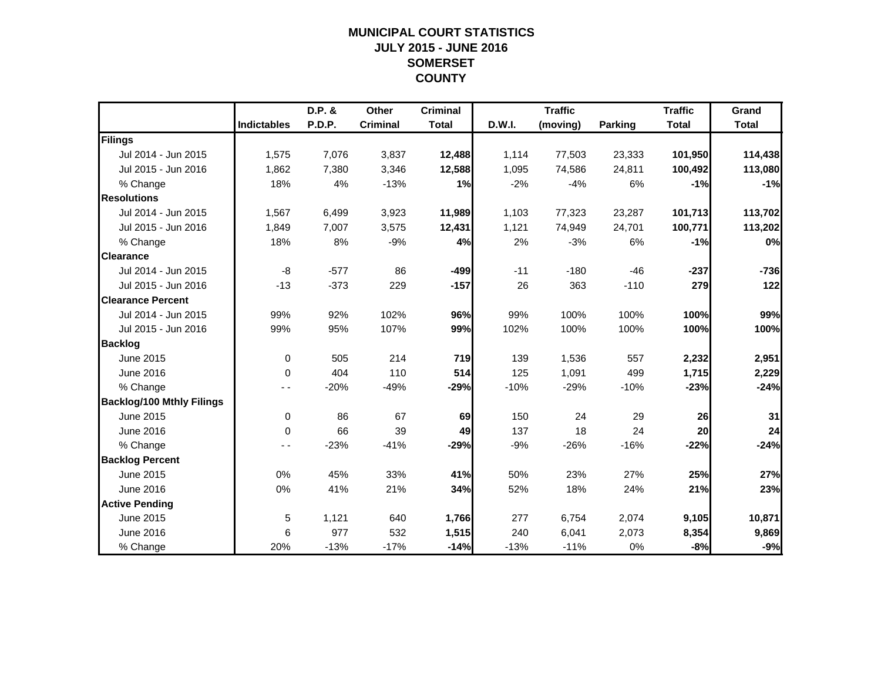# MUNICIPAL COURT STATISTICS
## JULY 2015 - JUNE 2016
## SOMERSET
## COUNTY

| | Indictables | D.P. & P.D.P. | Other Criminal | Criminal Total | D.W.I. | Traffic (moving) | Parking | Traffic Total | Grand Total |
|---|---|---|---|---|---|---|---|---|---|
| **Filings** | | | | | | | | | |
| Jul 2014 - Jun 2015 | 1,575 | 7,076 | 3,837 | **12,488** | 1,114 | 77,503 | 23,333 | **101,950** | **114,438** |
| Jul 2015 - Jun 2016 | 1,862 | 7,380 | 3,346 | **12,588** | 1,095 | 74,586 | 24,811 | **100,492** | **113,080** |
| % Change | 18% | 4% | -13% | **1%** | -2% | -4% | 6% | **-1%** | **-1%** |
| **Resolutions** | | | | | | | | | |
| Jul 2014 - Jun 2015 | 1,567 | 6,499 | 3,923 | **11,989** | 1,103 | 77,323 | 23,287 | **101,713** | **113,702** |
| Jul 2015 - Jun 2016 | 1,849 | 7,007 | 3,575 | **12,431** | 1,121 | 74,949 | 24,701 | **100,771** | **113,202** |
| % Change | 18% | 8% | -9% | **4%** | 2% | -3% | 6% | **-1%** | **0%** |
| **Clearance** | | | | | | | | | |
| Jul 2014 - Jun 2015 | -8 | -577 | 86 | **-499** | -11 | -180 | -46 | **-237** | **-736** |
| Jul 2015 - Jun 2016 | -13 | -373 | 229 | **-157** | 26 | 363 | -110 | **279** | **122** |
| **Clearance Percent** | | | | | | | | | |
| Jul 2014 - Jun 2015 | 99% | 92% | 102% | **96%** | 99% | 100% | 100% | **100%** | **99%** |
| Jul 2015 - Jun 2016 | 99% | 95% | 107% | **99%** | 102% | 100% | 100% | **100%** | **100%** |
| **Backlog** | | | | | | | | | |
| June 2015 | 0 | 505 | 214 | **719** | 139 | 1,536 | 557 | **2,232** | **2,951** |
| June 2016 | 0 | 404 | 110 | **514** | 125 | 1,091 | 499 | **1,715** | **2,229** |
| % Change | - - | -20% | -49% | **-29%** | -10% | -29% | -10% | **-23%** | **-24%** |
| **Backlog/100 Mthly Filings** | | | | | | | | | |
| June 2015 | 0 | 86 | 67 | **69** | 150 | 24 | 29 | **26** | **31** |
| June 2016 | 0 | 66 | 39 | **49** | 137 | 18 | 24 | **20** | **24** |
| % Change | - - | -23% | -41% | **-29%** | -9% | -26% | -16% | **-22%** | **-24%** |
| **Backlog Percent** | | | | | | | | | |
| June 2015 | 0% | 45% | 33% | **41%** | 50% | 23% | 27% | **25%** | **27%** |
| June 2016 | 0% | 41% | 21% | **34%** | 52% | 18% | 24% | **21%** | **23%** |
| **Active Pending** | | | | | | | | | |
| June 2015 | 5 | 1,121 | 640 | **1,766** | 277 | 6,754 | 2,074 | **9,105** | **10,871** |
| June 2016 | 6 | 977 | 532 | **1,515** | 240 | 6,041 | 2,073 | **8,354** | **9,869** |
| % Change | 20% | -13% | -17% | **-14%** | -13% | -11% | 0% | **-8%** | **-9%** |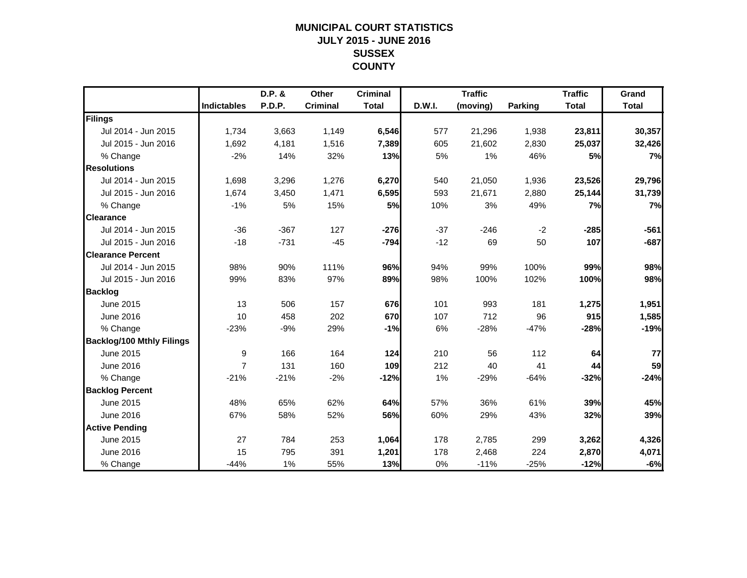# MUNICIPAL COURT STATISTICS
# JULY 2015 - JUNE 2016
# SUSSEX
# COUNTY

| | Indictables | D.P. & P.D.P. | Other Criminal | Criminal Total | D.W.I. | Traffic (moving) | Parking | Traffic Total | Grand Total |
|---|---|---|---|---|---|---|---|---|---|
| **Filings** | | | | | | | | | |
| Jul 2014 - Jun 2015 | 1,734 | 3,663 | 1,149 | **6,546** | 577 | 21,296 | 1,938 | **23,811** | **30,357** |
| Jul 2015 - Jun 2016 | 1,692 | 4,181 | 1,516 | **7,389** | 605 | 21,602 | 2,830 | **25,037** | **32,426** |
| % Change | -2% | 14% | 32% | **13%** | 5% | 1% | 46% | **5%** | **7%** |
| **Resolutions** | | | | | | | | | |
| Jul 2014 - Jun 2015 | 1,698 | 3,296 | 1,276 | **6,270** | 540 | 21,050 | 1,936 | **23,526** | **29,796** |
| Jul 2015 - Jun 2016 | 1,674 | 3,450 | 1,471 | **6,595** | 593 | 21,671 | 2,880 | **25,144** | **31,739** |
| % Change | -1% | 5% | 15% | **5%** | 10% | 3% | 49% | **7%** | **7%** |
| **Clearance** | | | | | | | | | |
| Jul 2014 - Jun 2015 | -36 | -367 | 127 | **-276** | -37 | -246 | -2 | **-285** | **-561** |
| Jul 2015 - Jun 2016 | -18 | -731 | -45 | **-794** | -12 | 69 | 50 | **107** | **-687** |
| **Clearance Percent** | | | | | | | | | |
| Jul 2014 - Jun 2015 | 98% | 90% | 111% | **96%** | 94% | 99% | 100% | **99%** | **98%** |
| Jul 2015 - Jun 2016 | 99% | 83% | 97% | **89%** | 98% | 100% | 102% | **100%** | **98%** |
| **Backlog** | | | | | | | | | |
| June 2015 | 13 | 506 | 157 | **676** | 101 | 993 | 181 | **1,275** | **1,951** |
| June 2016 | 10 | 458 | 202 | **670** | 107 | 712 | 96 | **915** | **1,585** |
| % Change | -23% | -9% | 29% | **-1%** | 6% | -28% | -47% | **-28%** | **-19%** |
| **Backlog/100 Mthly Filings** | | | | | | | | | |
| June 2015 | 9 | 166 | 164 | **124** | 210 | 56 | 112 | **64** | **77** |
| June 2016 | 7 | 131 | 160 | **109** | 212 | 40 | 41 | **44** | **59** |
| % Change | -21% | -21% | -2% | **-12%** | 1% | -29% | -64% | **-32%** | **-24%** |
| **Backlog Percent** | | | | | | | | | |
| June 2015 | 48% | 65% | 62% | **64%** | 57% | 36% | 61% | **39%** | **45%** |
| June 2016 | 67% | 58% | 52% | **56%** | 60% | 29% | 43% | **32%** | **39%** |
| **Active Pending** | | | | | | | | | |
| June 2015 | 27 | 784 | 253 | **1,064** | 178 | 2,785 | 299 | **3,262** | **4,326** |
| June 2016 | 15 | 795 | 391 | **1,201** | 178 | 2,468 | 224 | **2,870** | **4,071** |
| % Change | -44% | 1% | 55% | **13%** | 0% | -11% | -25% | **-12%** | **-6%** |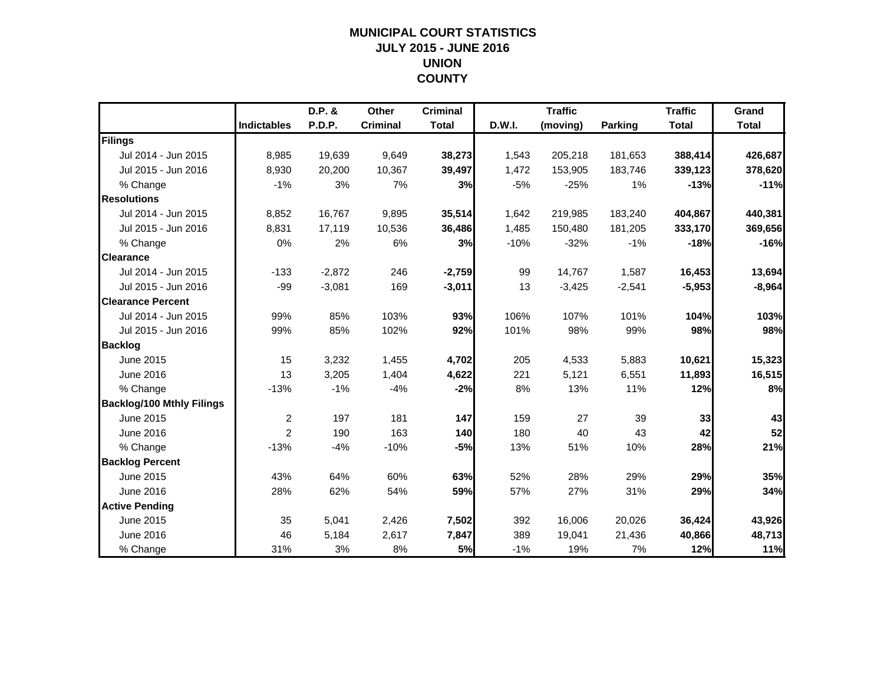# MUNICIPAL COURT STATISTICS
## JULY 2015 - JUNE 2016
## UNION
## COUNTY

| | Indictables | D.P. & P.D.P. | Other Criminal | Criminal Total | D.W.I. | Traffic (moving) | Parking | Traffic Total | Grand Total |
|---|---|---|---|---|---|---|---|---|---|
| **Filings** | | | | | | | | | |
| Jul 2014 - Jun 2015 | 8,985 | 19,639 | 9,649 | **38,273** | 1,543 | 205,218 | 181,653 | **388,414** | **426,687** |
| Jul 2015 - Jun 2016 | 8,930 | 20,200 | 10,367 | **39,497** | 1,472 | 153,905 | 183,746 | **339,123** | **378,620** |
| % Change | -1% | 3% | 7% | **3%** | -5% | -25% | 1% | **-13%** | **-11%** |
| **Resolutions** | | | | | | | | | |
| Jul 2014 - Jun 2015 | 8,852 | 16,767 | 9,895 | **35,514** | 1,642 | 219,985 | 183,240 | **404,867** | **440,381** |
| Jul 2015 - Jun 2016 | 8,831 | 17,119 | 10,536 | **36,486** | 1,485 | 150,480 | 181,205 | **333,170** | **369,656** |
| % Change | 0% | 2% | 6% | **3%** | -10% | -32% | -1% | **-18%** | **-16%** |
| **Clearance** | | | | | | | | | |
| Jul 2014 - Jun 2015 | -133 | -2,872 | 246 | **-2,759** | 99 | 14,767 | 1,587 | **16,453** | **13,694** |
| Jul 2015 - Jun 2016 | -99 | -3,081 | 169 | **-3,011** | 13 | -3,425 | -2,541 | **-5,953** | **-8,964** |
| **Clearance Percent** | | | | | | | | | |
| Jul 2014 - Jun 2015 | 99% | 85% | 103% | **93%** | 106% | 107% | 101% | **104%** | **103%** |
| Jul 2015 - Jun 2016 | 99% | 85% | 102% | **92%** | 101% | 98% | 99% | **98%** | **98%** |
| **Backlog** | | | | | | | | | |
| June 2015 | 15 | 3,232 | 1,455 | **4,702** | 205 | 4,533 | 5,883 | **10,621** | **15,323** |
| June 2016 | 13 | 3,205 | 1,404 | **4,622** | 221 | 5,121 | 6,551 | **11,893** | **16,515** |
| % Change | -13% | -1% | -4% | **-2%** | 8% | 13% | 11% | **12%** | **8%** |
| **Backlog/100 Mthly Filings** | | | | | | | | | |
| June 2015 | 2 | 197 | 181 | **147** | 159 | 27 | 39 | **33** | **43** |
| June 2016 | 2 | 190 | 163 | **140** | 180 | 40 | 43 | **42** | **52** |
| % Change | -13% | -4% | -10% | **-5%** | 13% | 51% | 10% | **28%** | **21%** |
| **Backlog Percent** | | | | | | | | | |
| June 2015 | 43% | 64% | 60% | **63%** | 52% | 28% | 29% | **29%** | **35%** |
| June 2016 | 28% | 62% | 54% | **59%** | 57% | 27% | 31% | **29%** | **34%** |
| **Active Pending** | | | | | | | | | |
| June 2015 | 35 | 5,041 | 2,426 | **7,502** | 392 | 16,006 | 20,026 | **36,424** | **43,926** |
| June 2016 | 46 | 5,184 | 2,617 | **7,847** | 389 | 19,041 | 21,436 | **40,866** | **48,713** |
| % Change | 31% | 3% | 8% | **5%** | -1% | 19% | 7% | **12%** | **11%** |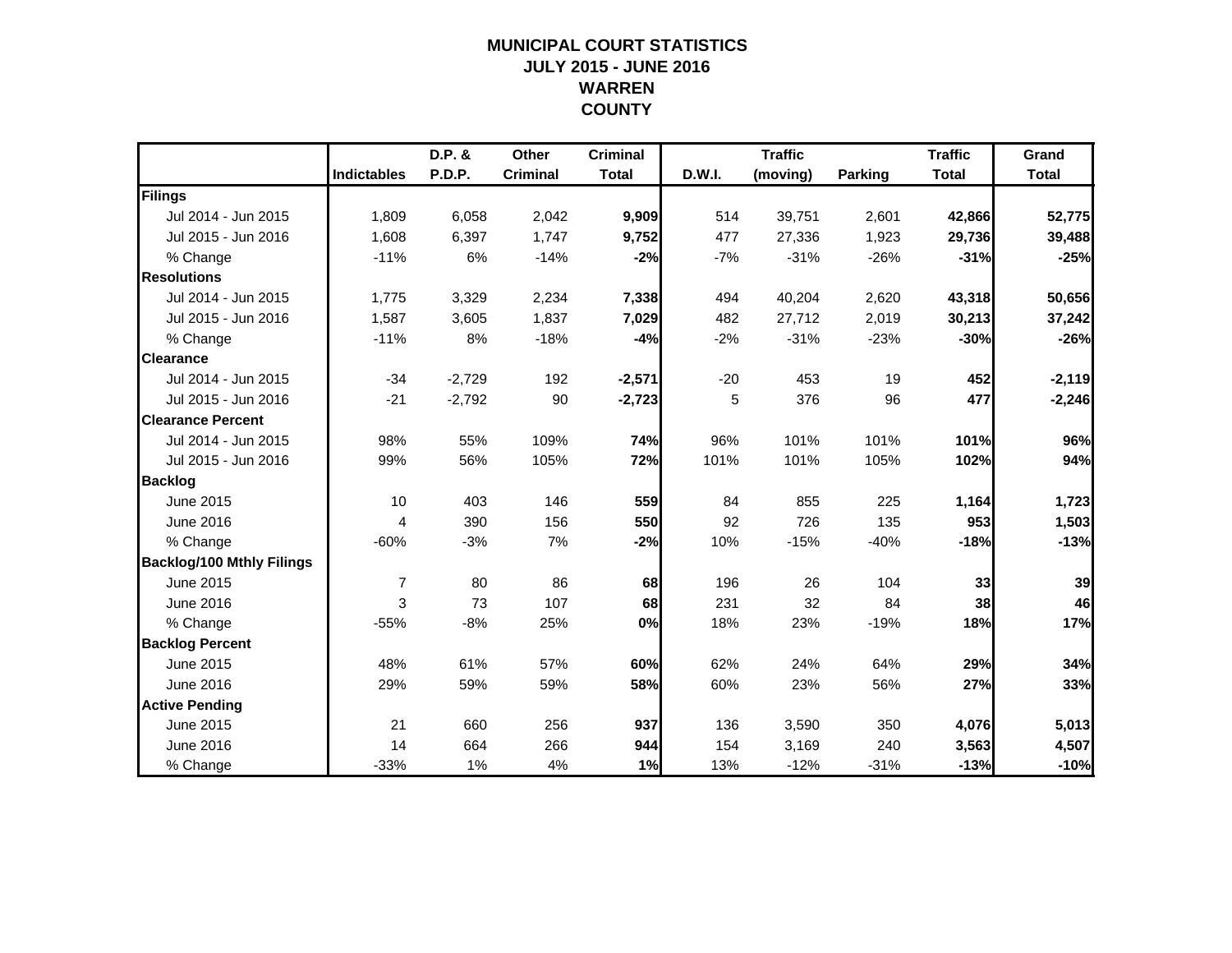# MUNICIPAL COURT STATISTICS
## JULY 2015 - JUNE 2016
## WARREN
## COUNTY

| | Indictables | D.P. & P.D.P. | Other Criminal | Criminal Total | D.W.I. | Traffic (moving) | Parking | Traffic Total | Grand Total |
|---|---|---|---|---|---|---|---|---|---|
| **Filings** | | | | | | | | | |
| Jul 2014 - Jun 2015 | 1,809 | 6,058 | 2,042 | **9,909** | 514 | 39,751 | 2,601 | **42,866** | **52,775** |
| Jul 2015 - Jun 2016 | 1,608 | 6,397 | 1,747 | **9,752** | 477 | 27,336 | 1,923 | **29,736** | **39,488** |
| % Change | -11% | 6% | -14% | **-2%** | -7% | -31% | -26% | **-31%** | **-25%** |
| **Resolutions** | | | | | | | | | |
| Jul 2014 - Jun 2015 | 1,775 | 3,329 | 2,234 | **7,338** | 494 | 40,204 | 2,620 | **43,318** | **50,656** |
| Jul 2015 - Jun 2016 | 1,587 | 3,605 | 1,837 | **7,029** | 482 | 27,712 | 2,019 | **30,213** | **37,242** |
| % Change | -11% | 8% | -18% | **-4%** | -2% | -31% | -23% | **-30%** | **-26%** |
| **Clearance** | | | | | | | | | |
| Jul 2014 - Jun 2015 | -34 | -2,729 | 192 | **-2,571** | -20 | 453 | 19 | **452** | **-2,119** |
| Jul 2015 - Jun 2016 | -21 | -2,792 | 90 | **-2,723** | 5 | 376 | 96 | **477** | **-2,246** |
| **Clearance Percent** | | | | | | | | | |
| Jul 2014 - Jun 2015 | 98% | 55% | 109% | **74%** | 96% | 101% | 101% | **101%** | **96%** |
| Jul 2015 - Jun 2016 | 99% | 56% | 105% | **72%** | 101% | 101% | 105% | **102%** | **94%** |
| **Backlog** | | | | | | | | | |
| June 2015 | 10 | 403 | 146 | **559** | 84 | 855 | 225 | **1,164** | **1,723** |
| June 2016 | 4 | 390 | 156 | **550** | 92 | 726 | 135 | **953** | **1,503** |
| % Change | -60% | -3% | 7% | **-2%** | 10% | -15% | -40% | **-18%** | **-13%** |
| **Backlog/100 Mthly Filings** | | | | | | | | | |
| June 2015 | 7 | 80 | 86 | **68** | 196 | 26 | 104 | **33** | **39** |
| June 2016 | 3 | 73 | 107 | **68** | 231 | 32 | 84 | **38** | **46** |
| % Change | -55% | -8% | 25% | **0%** | 18% | 23% | -19% | **18%** | **17%** |
| **Backlog Percent** | | | | | | | | | |
| June 2015 | 48% | 61% | 57% | **60%** | 62% | 24% | 64% | **29%** | **34%** |
| June 2016 | 29% | 59% | 59% | **58%** | 60% | 23% | 56% | **27%** | **33%** |
| **Active Pending** | | | | | | | | | |
| June 2015 | 21 | 660 | 256 | **937** | 136 | 3,590 | 350 | **4,076** | **5,013** |
| June 2016 | 14 | 664 | 266 | **944** | 154 | 3,169 | 240 | **3,563** | **4,507** |
| % Change | -33% | 1% | 4% | **1%** | 13% | -12% | -31% | **-13%** | **-10%** |